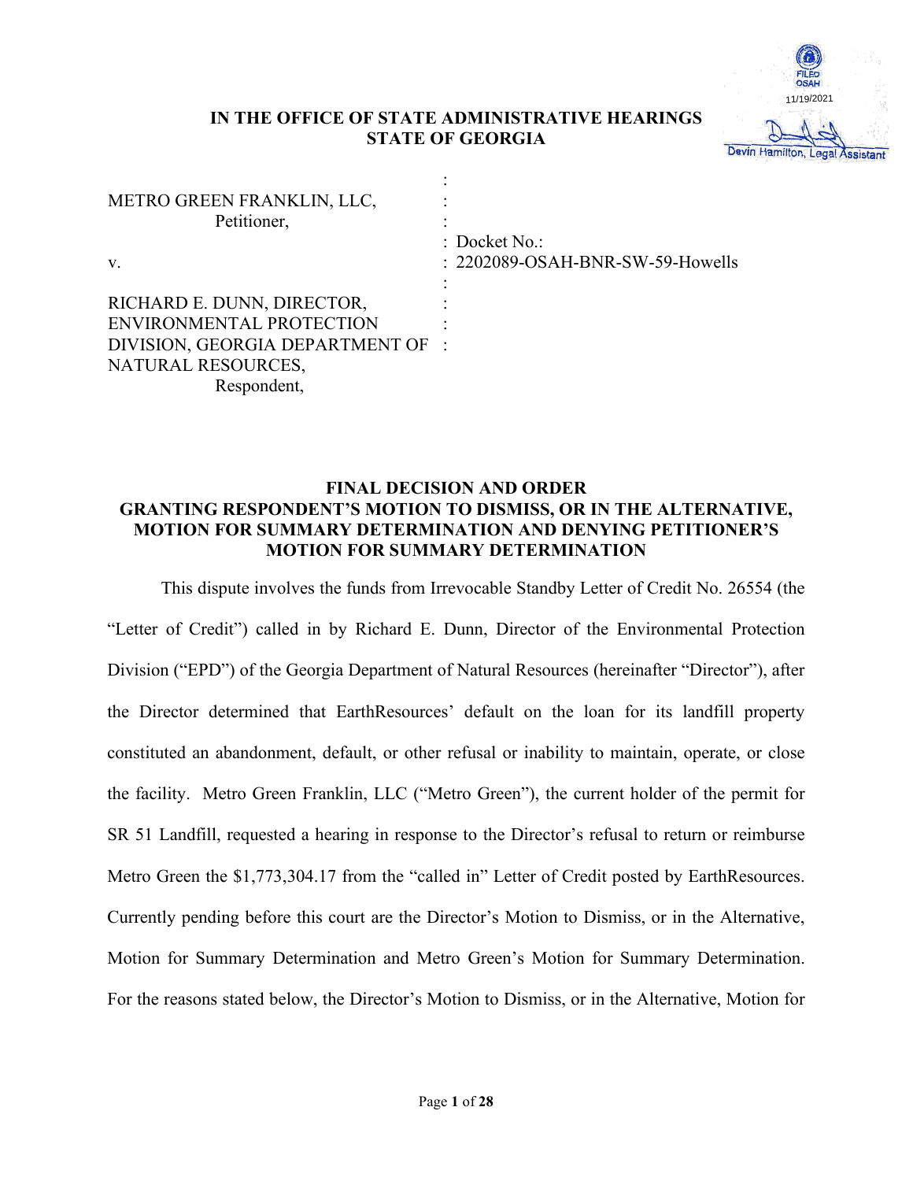FILED OSAH 11/19/2021

Devin Hamilton, Legal Assistant

**IN THE OFFICE OF STATE ADMINISTRATIVE HEARINGS**
**STATE OF GEORGIA**

| | |
|---|---|
| METRO GREEN FRANKLIN, LLC, Petitioner, | : |
| | : Docket No.: |
| v. | : 2202089-OSAH-BNR-SW-59-Howells |
| | : |
| RICHARD E. DUNN, DIRECTOR, ENVIRONMENTAL PROTECTION DIVISION, GEORGIA DEPARTMENT OF NATURAL RESOURCES, Respondent, | : |

**FINAL DECISION AND ORDER**
**GRANTING RESPONDENT'S MOTION TO DISMISS, OR IN THE ALTERNATIVE, MOTION FOR SUMMARY DETERMINATION AND DENYING PETITIONER'S MOTION FOR SUMMARY DETERMINATION**

This dispute involves the funds from Irrevocable Standby Letter of Credit No. 26554 (the "Letter of Credit") called in by Richard E. Dunn, Director of the Environmental Protection Division ("EPD") of the Georgia Department of Natural Resources (hereinafter "Director"), after the Director determined that EarthResources' default on the loan for its landfill property constituted an abandonment, default, or other refusal or inability to maintain, operate, or close the facility. Metro Green Franklin, LLC ("Metro Green"), the current holder of the permit for SR 51 Landfill, requested a hearing in response to the Director's refusal to return or reimburse Metro Green the $1,773,304.17 from the "called in" Letter of Credit posted by EarthResources. Currently pending before this court are the Director's Motion to Dismiss, or in the Alternative, Motion for Summary Determination and Metro Green's Motion for Summary Determination. For the reasons stated below, the Director's Motion to Dismiss, or in the Alternative, Motion for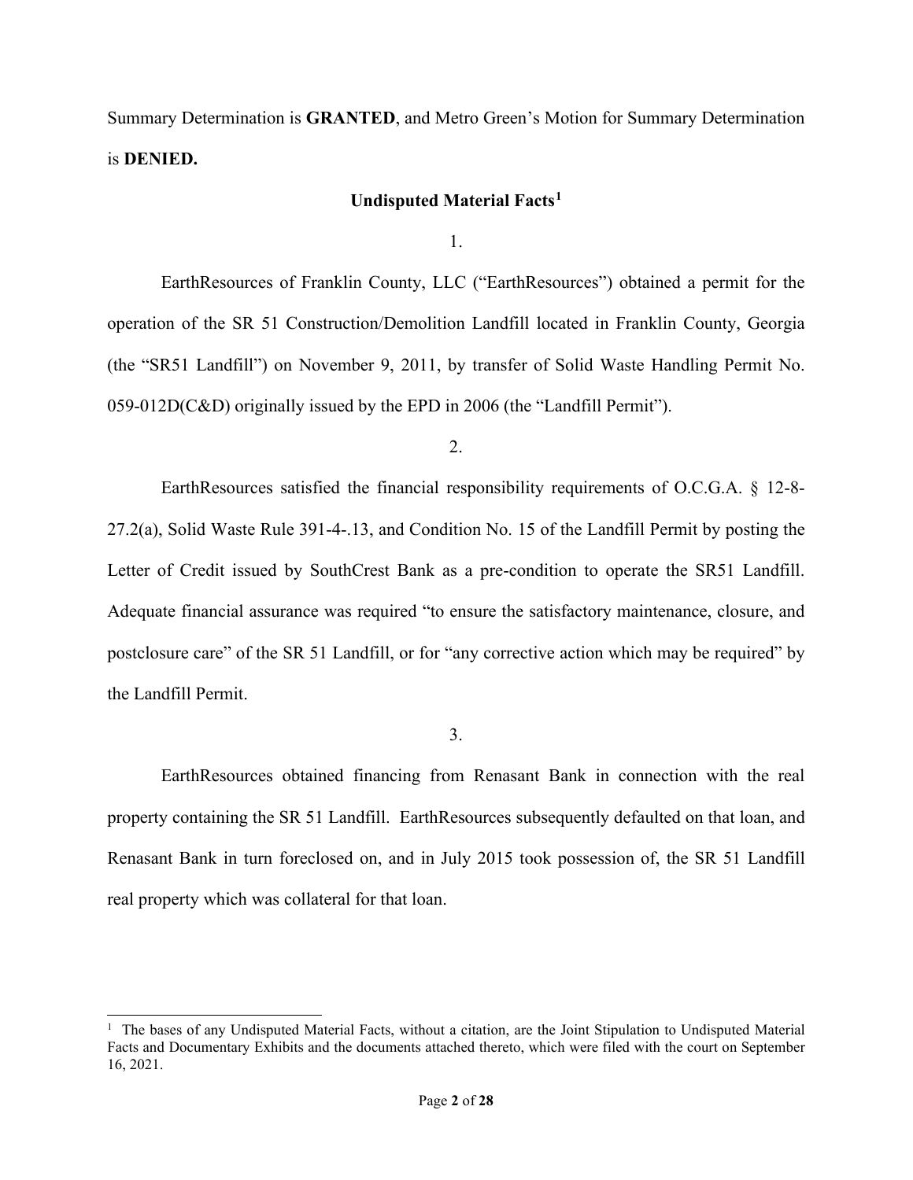Summary Determination is **GRANTED**, and Metro Green's Motion for Summary Determination is **DENIED.**

## Undisputed Material Facts[1]

1.

EarthResources of Franklin County, LLC ("EarthResources") obtained a permit for the operation of the SR 51 Construction/Demolition Landfill located in Franklin County, Georgia (the "SR51 Landfill") on November 9, 2011, by transfer of Solid Waste Handling Permit No. 059-012D(C&D) originally issued by the EPD in 2006 (the "Landfill Permit").

2.

EarthResources satisfied the financial responsibility requirements of O.C.G.A. § 12-8-27.2(a), Solid Waste Rule 391-4-.13, and Condition No. 15 of the Landfill Permit by posting the Letter of Credit issued by SouthCrest Bank as a pre-condition to operate the SR51 Landfill. Adequate financial assurance was required "to ensure the satisfactory maintenance, closure, and postclosure care" of the SR 51 Landfill, or for "any corrective action which may be required" by the Landfill Permit.

3.

EarthResources obtained financing from Renasant Bank in connection with the real property containing the SR 51 Landfill. EarthResources subsequently defaulted on that loan, and Renasant Bank in turn foreclosed on, and in July 2015 took possession of, the SR 51 Landfill real property which was collateral for that loan.

---

[1] The bases of any Undisputed Material Facts, without a citation, are the Joint Stipulation to Undisputed Material Facts and Documentary Exhibits and the documents attached thereto, which were filed with the court on September 16, 2021.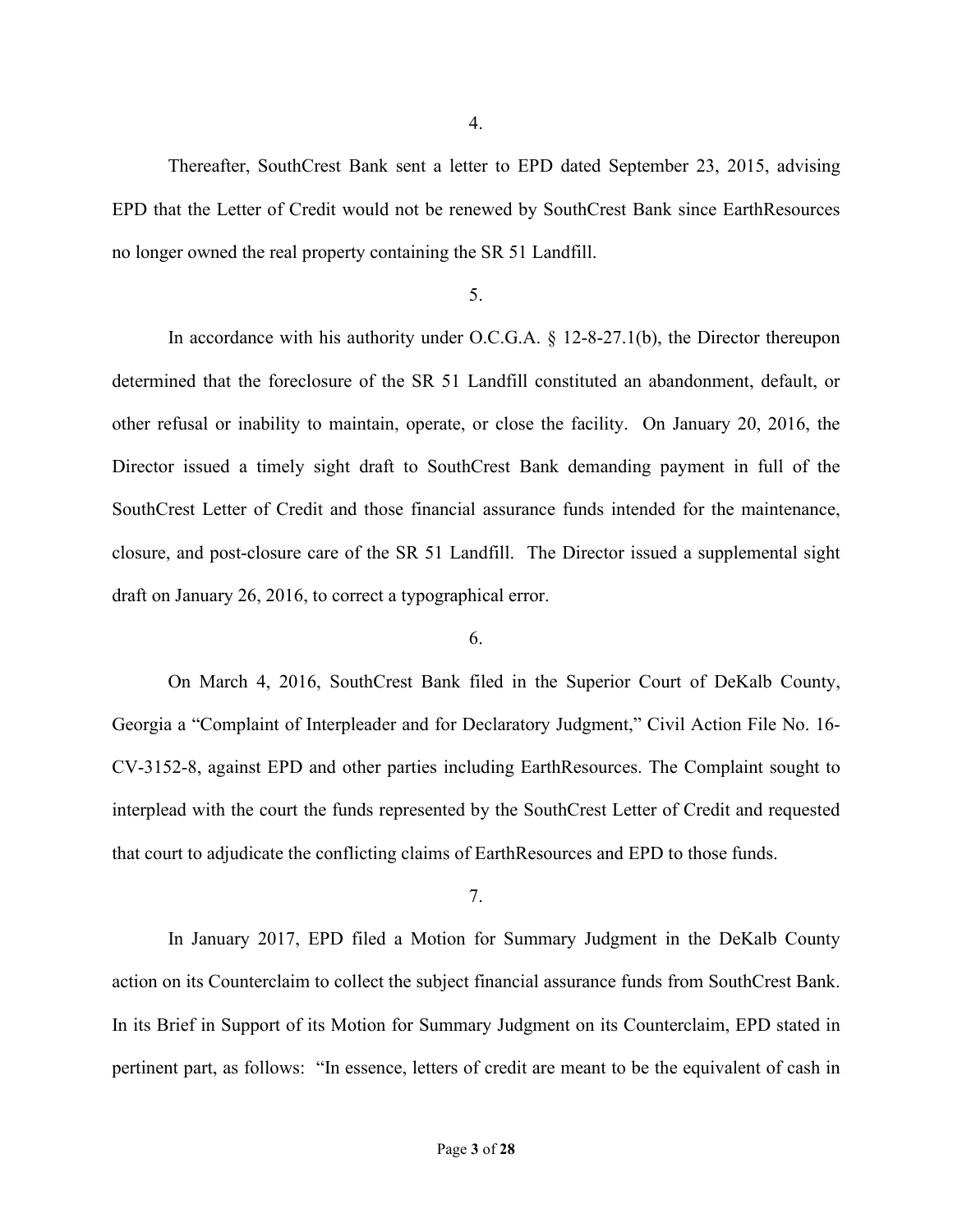4.

Thereafter, SouthCrest Bank sent a letter to EPD dated September 23, 2015, advising EPD that the Letter of Credit would not be renewed by SouthCrest Bank since EarthResources no longer owned the real property containing the SR 51 Landfill.

5.

In accordance with his authority under O.C.G.A. § 12-8-27.1(b), the Director thereupon determined that the foreclosure of the SR 51 Landfill constituted an abandonment, default, or other refusal or inability to maintain, operate, or close the facility. On January 20, 2016, the Director issued a timely sight draft to SouthCrest Bank demanding payment in full of the SouthCrest Letter of Credit and those financial assurance funds intended for the maintenance, closure, and post-closure care of the SR 51 Landfill. The Director issued a supplemental sight draft on January 26, 2016, to correct a typographical error.

6.

On March 4, 2016, SouthCrest Bank filed in the Superior Court of DeKalb County, Georgia a "Complaint of Interpleader and for Declaratory Judgment," Civil Action File No. 16-CV-3152-8, against EPD and other parties including EarthResources. The Complaint sought to interplead with the court the funds represented by the SouthCrest Letter of Credit and requested that court to adjudicate the conflicting claims of EarthResources and EPD to those funds.

7.

In January 2017, EPD filed a Motion for Summary Judgment in the DeKalb County action on its Counterclaim to collect the subject financial assurance funds from SouthCrest Bank. In its Brief in Support of its Motion for Summary Judgment on its Counterclaim, EPD stated in pertinent part, as follows: "In essence, letters of credit are meant to be the equivalent of cash in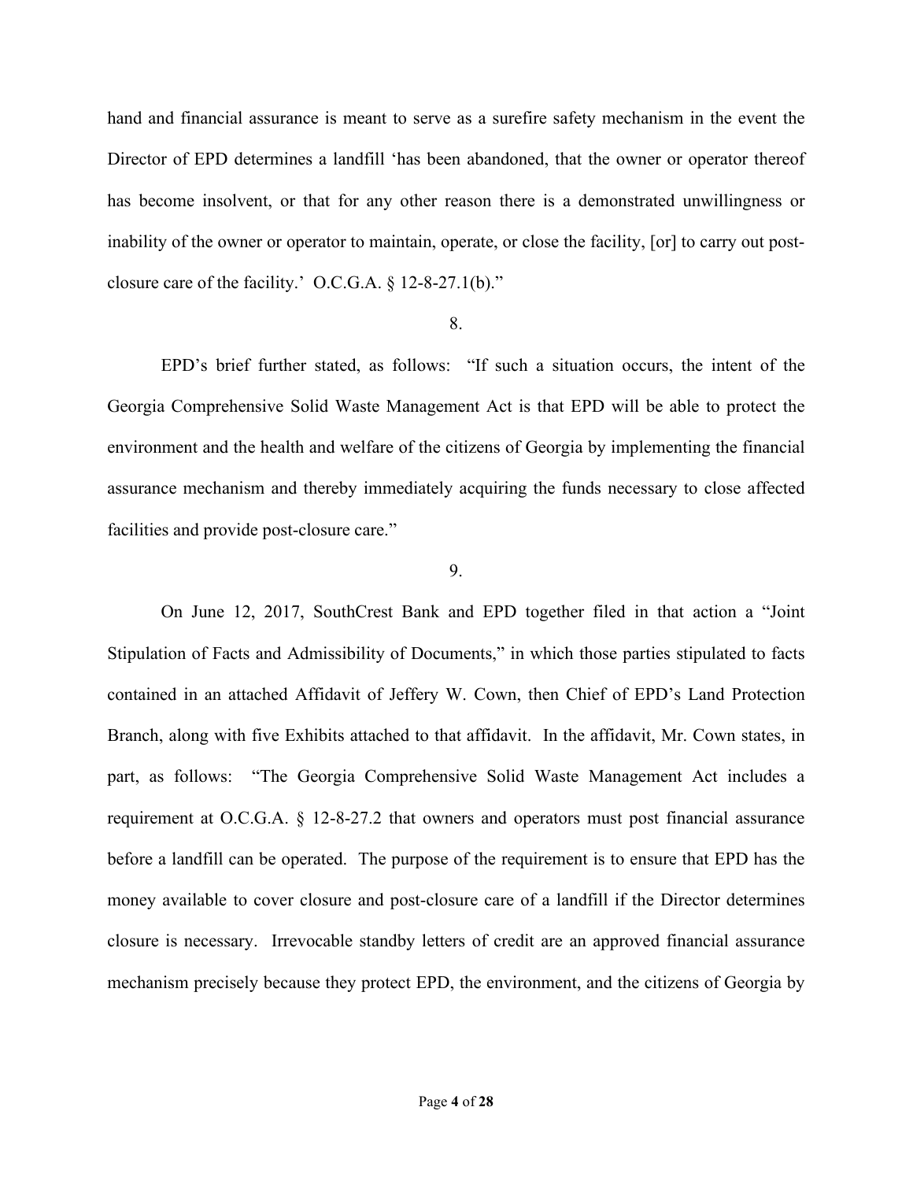hand and financial assurance is meant to serve as a surefire safety mechanism in the event the Director of EPD determines a landfill 'has been abandoned, that the owner or operator thereof has become insolvent, or that for any other reason there is a demonstrated unwillingness or inability of the owner or operator to maintain, operate, or close the facility, [or] to carry out post-closure care of the facility.' O.C.G.A. § 12-8-27.1(b)."

8.

EPD's brief further stated, as follows: "If such a situation occurs, the intent of the Georgia Comprehensive Solid Waste Management Act is that EPD will be able to protect the environment and the health and welfare of the citizens of Georgia by implementing the financial assurance mechanism and thereby immediately acquiring the funds necessary to close affected facilities and provide post-closure care."

9.

On June 12, 2017, SouthCrest Bank and EPD together filed in that action a "Joint Stipulation of Facts and Admissibility of Documents," in which those parties stipulated to facts contained in an attached Affidavit of Jeffery W. Cown, then Chief of EPD's Land Protection Branch, along with five Exhibits attached to that affidavit. In the affidavit, Mr. Cown states, in part, as follows: "The Georgia Comprehensive Solid Waste Management Act includes a requirement at O.C.G.A. § 12-8-27.2 that owners and operators must post financial assurance before a landfill can be operated. The purpose of the requirement is to ensure that EPD has the money available to cover closure and post-closure care of a landfill if the Director determines closure is necessary. Irrevocable standby letters of credit are an approved financial assurance mechanism precisely because they protect EPD, the environment, and the citizens of Georgia by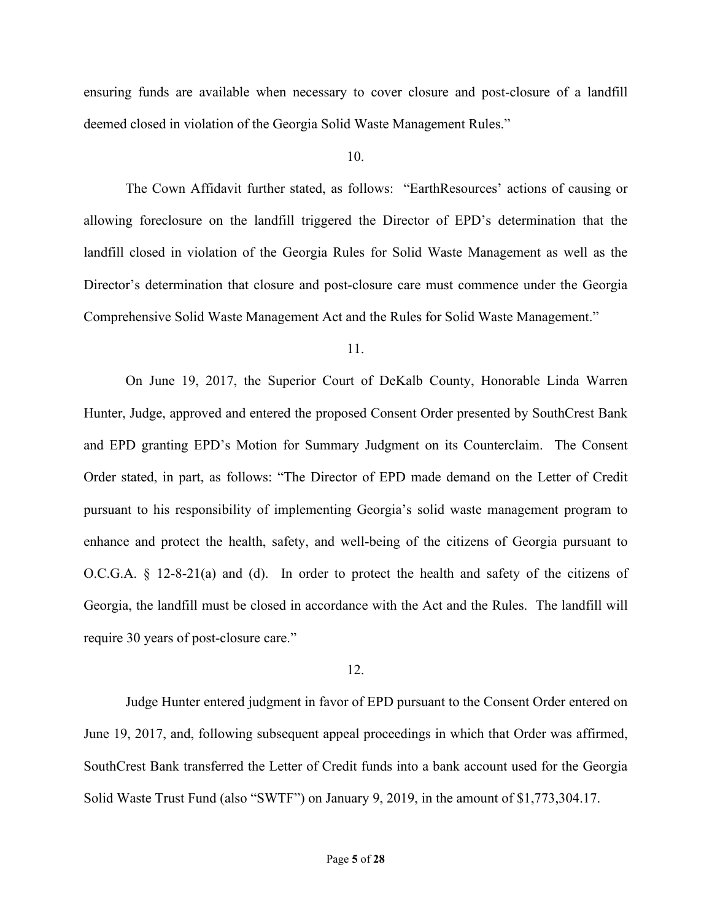ensuring funds are available when necessary to cover closure and post-closure of a landfill deemed closed in violation of the Georgia Solid Waste Management Rules."

10.

The Cown Affidavit further stated, as follows: "EarthResources' actions of causing or allowing foreclosure on the landfill triggered the Director of EPD's determination that the landfill closed in violation of the Georgia Rules for Solid Waste Management as well as the Director's determination that closure and post-closure care must commence under the Georgia Comprehensive Solid Waste Management Act and the Rules for Solid Waste Management."

11.

On June 19, 2017, the Superior Court of DeKalb County, Honorable Linda Warren Hunter, Judge, approved and entered the proposed Consent Order presented by SouthCrest Bank and EPD granting EPD's Motion for Summary Judgment on its Counterclaim. The Consent Order stated, in part, as follows: "The Director of EPD made demand on the Letter of Credit pursuant to his responsibility of implementing Georgia's solid waste management program to enhance and protect the health, safety, and well-being of the citizens of Georgia pursuant to O.C.G.A. § 12-8-21(a) and (d). In order to protect the health and safety of the citizens of Georgia, the landfill must be closed in accordance with the Act and the Rules. The landfill will require 30 years of post-closure care."

12.

Judge Hunter entered judgment in favor of EPD pursuant to the Consent Order entered on June 19, 2017, and, following subsequent appeal proceedings in which that Order was affirmed, SouthCrest Bank transferred the Letter of Credit funds into a bank account used for the Georgia Solid Waste Trust Fund (also "SWTF") on January 9, 2019, in the amount of $1,773,304.17.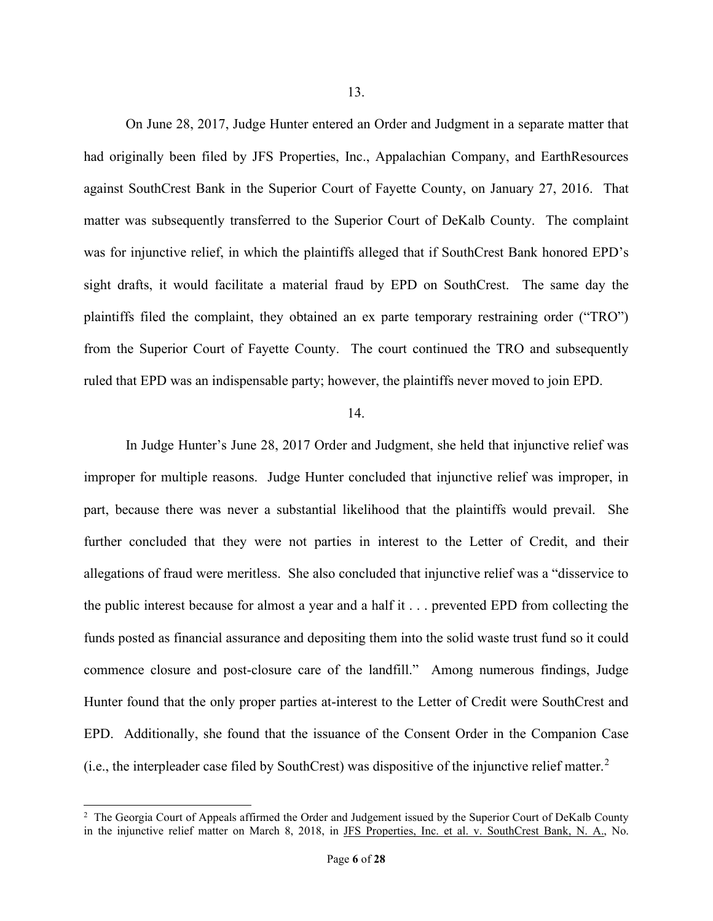13.

On June 28, 2017, Judge Hunter entered an Order and Judgment in a separate matter that had originally been filed by JFS Properties, Inc., Appalachian Company, and EarthResources against SouthCrest Bank in the Superior Court of Fayette County, on January 27, 2016. That matter was subsequently transferred to the Superior Court of DeKalb County. The complaint was for injunctive relief, in which the plaintiffs alleged that if SouthCrest Bank honored EPD's sight drafts, it would facilitate a material fraud by EPD on SouthCrest. The same day the plaintiffs filed the complaint, they obtained an ex parte temporary restraining order ("TRO") from the Superior Court of Fayette County. The court continued the TRO and subsequently ruled that EPD was an indispensable party; however, the plaintiffs never moved to join EPD.

14.

In Judge Hunter's June 28, 2017 Order and Judgment, she held that injunctive relief was improper for multiple reasons. Judge Hunter concluded that injunctive relief was improper, in part, because there was never a substantial likelihood that the plaintiffs would prevail. She further concluded that they were not parties in interest to the Letter of Credit, and their allegations of fraud were meritless. She also concluded that injunctive relief was a "disservice to the public interest because for almost a year and a half it . . . prevented EPD from collecting the funds posted as financial assurance and depositing them into the solid waste trust fund so it could commence closure and post-closure care of the landfill." Among numerous findings, Judge Hunter found that the only proper parties at-interest to the Letter of Credit were SouthCrest and EPD. Additionally, she found that the issuance of the Consent Order in the Companion Case (i.e., the interpleader case filed by SouthCrest) was dispositive of the injunctive relief matter.[2]

[2] The Georgia Court of Appeals affirmed the Order and Judgement issued by the Superior Court of DeKalb County in the injunctive relief matter on March 8, 2018, in JFS Properties, Inc. et al. v. SouthCrest Bank, N. A., No.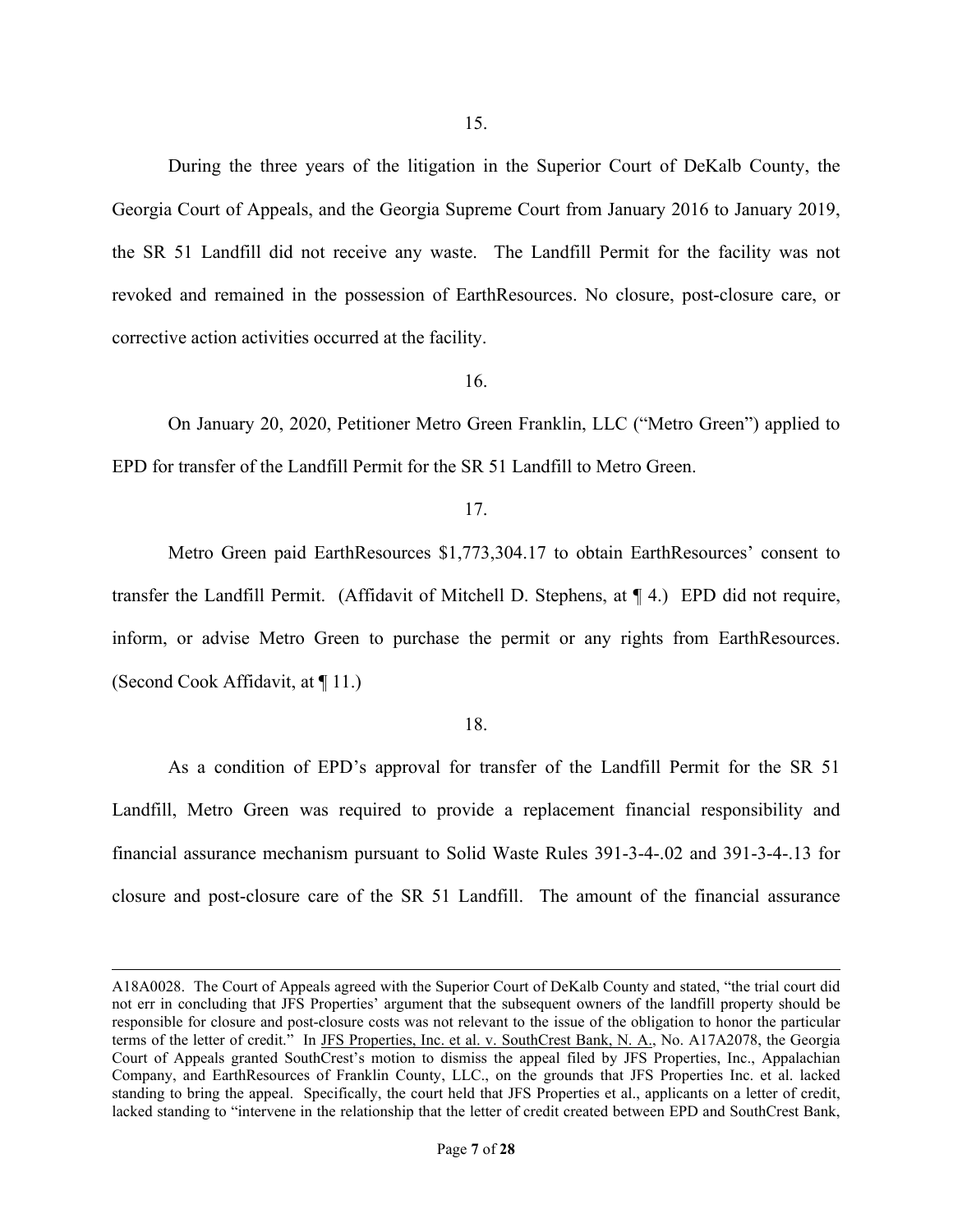15.

During the three years of the litigation in the Superior Court of DeKalb County, the Georgia Court of Appeals, and the Georgia Supreme Court from January 2016 to January 2019, the SR 51 Landfill did not receive any waste. The Landfill Permit for the facility was not revoked and remained in the possession of EarthResources. No closure, post-closure care, or corrective action activities occurred at the facility.

16.

On January 20, 2020, Petitioner Metro Green Franklin, LLC ("Metro Green") applied to EPD for transfer of the Landfill Permit for the SR 51 Landfill to Metro Green.

17.

Metro Green paid EarthResources $1,773,304.17 to obtain EarthResources' consent to transfer the Landfill Permit. (Affidavit of Mitchell D. Stephens, at ¶ 4.) EPD did not require, inform, or advise Metro Green to purchase the permit or any rights from EarthResources. (Second Cook Affidavit, at ¶ 11.)

18.

As a condition of EPD's approval for transfer of the Landfill Permit for the SR 51 Landfill, Metro Green was required to provide a replacement financial responsibility and financial assurance mechanism pursuant to Solid Waste Rules 391-3-4-.02 and 391-3-4-.13 for closure and post-closure care of the SR 51 Landfill. The amount of the financial assurance

---

A18A0028. The Court of Appeals agreed with the Superior Court of DeKalb County and stated, "the trial court did not err in concluding that JFS Properties' argument that the subsequent owners of the landfill property should be responsible for closure and post-closure costs was not relevant to the issue of the obligation to honor the particular terms of the letter of credit." In <u>JFS Properties, Inc. et al. v. SouthCrest Bank, N. A.</u>, No. A17A2078, the Georgia Court of Appeals granted SouthCrest's motion to dismiss the appeal filed by JFS Properties, Inc., Appalachian Company, and EarthResources of Franklin County, LLC., on the grounds that JFS Properties Inc. et al. lacked standing to bring the appeal. Specifically, the court held that JFS Properties et al., applicants on a letter of credit, lacked standing to "intervene in the relationship that the letter of credit created between EPD and SouthCrest Bank,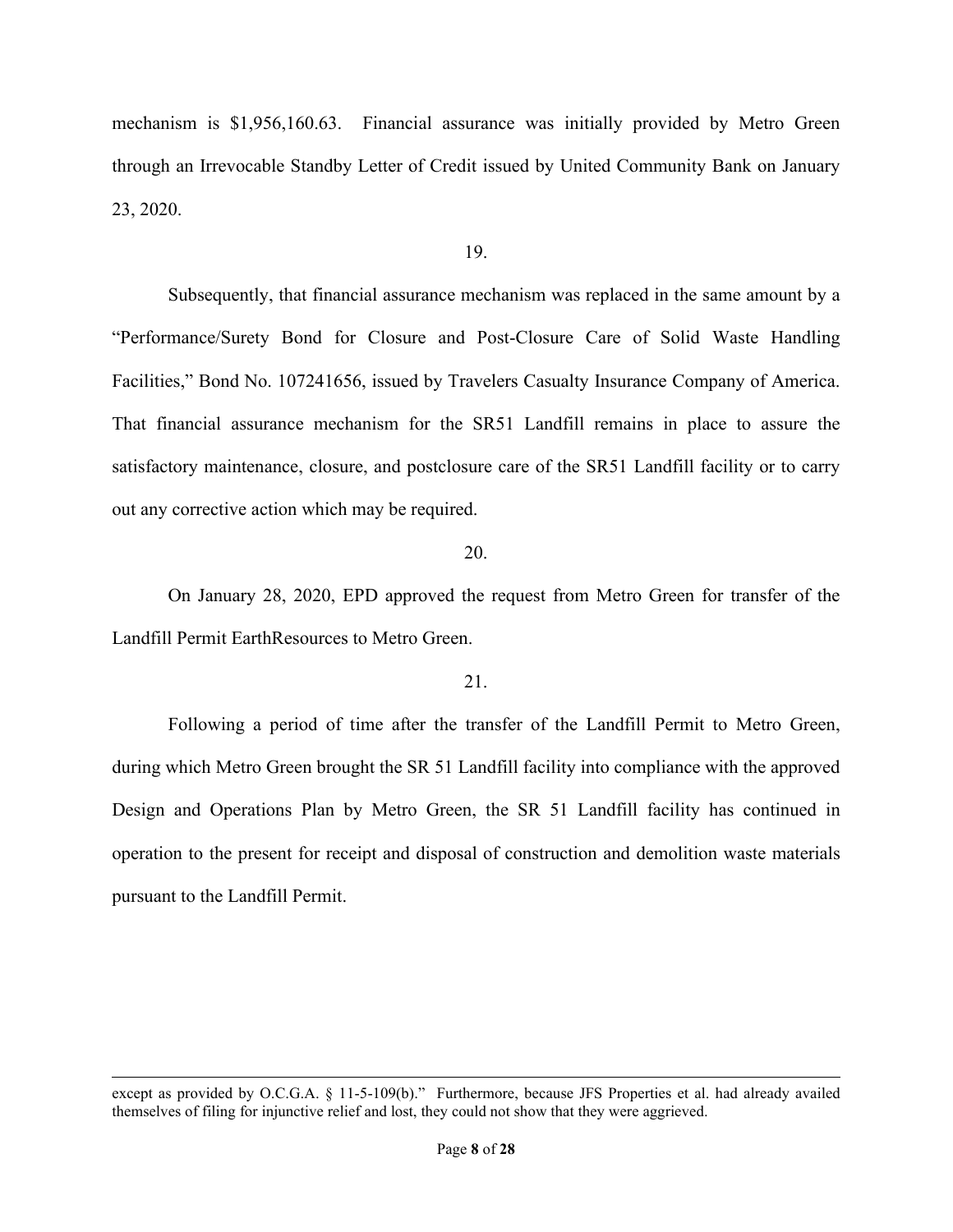mechanism is $1,956,160.63. Financial assurance was initially provided by Metro Green through an Irrevocable Standby Letter of Credit issued by United Community Bank on January 23, 2020.

19.

Subsequently, that financial assurance mechanism was replaced in the same amount by a "Performance/Surety Bond for Closure and Post-Closure Care of Solid Waste Handling Facilities," Bond No. 107241656, issued by Travelers Casualty Insurance Company of America. That financial assurance mechanism for the SR51 Landfill remains in place to assure the satisfactory maintenance, closure, and postclosure care of the SR51 Landfill facility or to carry out any corrective action which may be required.

20.

On January 28, 2020, EPD approved the request from Metro Green for transfer of the Landfill Permit EarthResources to Metro Green.

21.

Following a period of time after the transfer of the Landfill Permit to Metro Green, during which Metro Green brought the SR 51 Landfill facility into compliance with the approved Design and Operations Plan by Metro Green, the SR 51 Landfill facility has continued in operation to the present for receipt and disposal of construction and demolition waste materials pursuant to the Landfill Permit.

---

except as provided by O.C.G.A. § 11-5-109(b)." Furthermore, because JFS Properties et al. had already availed themselves of filing for injunctive relief and lost, they could not show that they were aggrieved.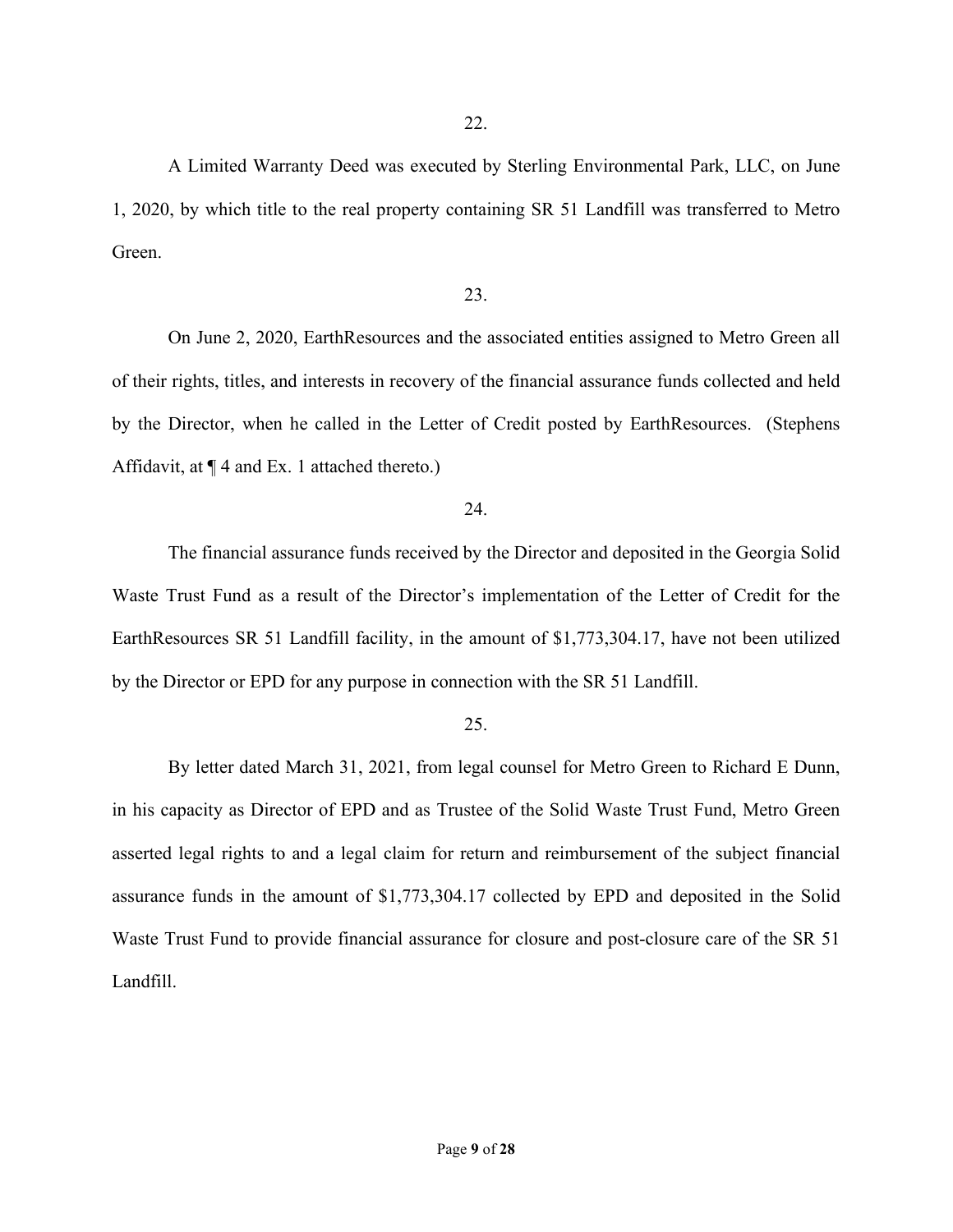22.

A Limited Warranty Deed was executed by Sterling Environmental Park, LLC, on June 1, 2020, by which title to the real property containing SR 51 Landfill was transferred to Metro Green.

23.

On June 2, 2020, EarthResources and the associated entities assigned to Metro Green all of their rights, titles, and interests in recovery of the financial assurance funds collected and held by the Director, when he called in the Letter of Credit posted by EarthResources. (Stephens Affidavit, at ¶ 4 and Ex. 1 attached thereto.)

24.

The financial assurance funds received by the Director and deposited in the Georgia Solid Waste Trust Fund as a result of the Director's implementation of the Letter of Credit for the EarthResources SR 51 Landfill facility, in the amount of $1,773,304.17, have not been utilized by the Director or EPD for any purpose in connection with the SR 51 Landfill.

25.

By letter dated March 31, 2021, from legal counsel for Metro Green to Richard E Dunn, in his capacity as Director of EPD and as Trustee of the Solid Waste Trust Fund, Metro Green asserted legal rights to and a legal claim for return and reimbursement of the subject financial assurance funds in the amount of $1,773,304.17 collected by EPD and deposited in the Solid Waste Trust Fund to provide financial assurance for closure and post-closure care of the SR 51 Landfill.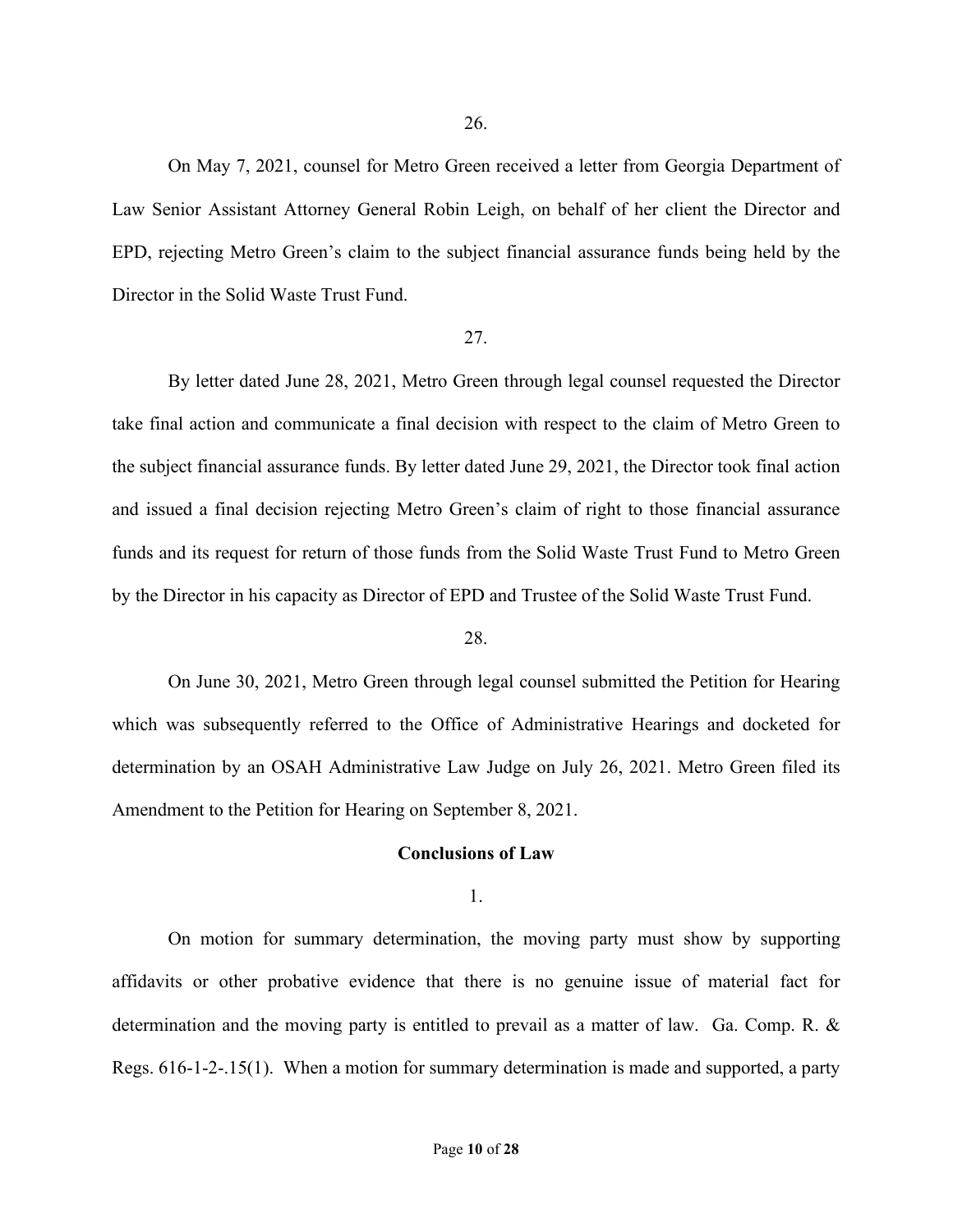26.

On May 7, 2021, counsel for Metro Green received a letter from Georgia Department of Law Senior Assistant Attorney General Robin Leigh, on behalf of her client the Director and EPD, rejecting Metro Green's claim to the subject financial assurance funds being held by the Director in the Solid Waste Trust Fund.

27.

By letter dated June 28, 2021, Metro Green through legal counsel requested the Director take final action and communicate a final decision with respect to the claim of Metro Green to the subject financial assurance funds. By letter dated June 29, 2021, the Director took final action and issued a final decision rejecting Metro Green's claim of right to those financial assurance funds and its request for return of those funds from the Solid Waste Trust Fund to Metro Green by the Director in his capacity as Director of EPD and Trustee of the Solid Waste Trust Fund.

28.

On June 30, 2021, Metro Green through legal counsel submitted the Petition for Hearing which was subsequently referred to the Office of Administrative Hearings and docketed for determination by an OSAH Administrative Law Judge on July 26, 2021. Metro Green filed its Amendment to the Petition for Hearing on September 8, 2021.

**Conclusions of Law**

1.

On motion for summary determination, the moving party must show by supporting affidavits or other probative evidence that there is no genuine issue of material fact for determination and the moving party is entitled to prevail as a matter of law. Ga. Comp. R. & Regs. 616-1-2-.15(1). When a motion for summary determination is made and supported, a party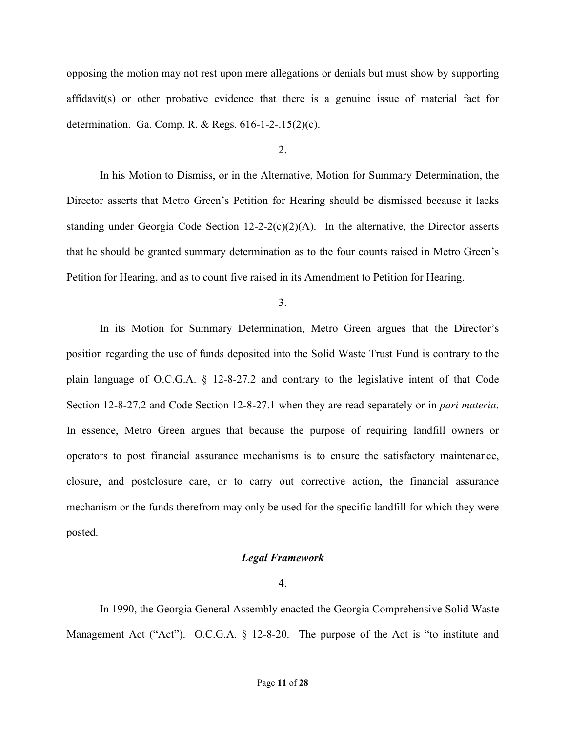opposing the motion may not rest upon mere allegations or denials but must show by supporting affidavit(s) or other probative evidence that there is a genuine issue of material fact for determination. Ga. Comp. R. & Regs. 616-1-2-.15(2)(c).

2.

In his Motion to Dismiss, or in the Alternative, Motion for Summary Determination, the Director asserts that Metro Green's Petition for Hearing should be dismissed because it lacks standing under Georgia Code Section 12-2-2(c)(2)(A). In the alternative, the Director asserts that he should be granted summary determination as to the four counts raised in Metro Green's Petition for Hearing, and as to count five raised in its Amendment to Petition for Hearing.

3.

In its Motion for Summary Determination, Metro Green argues that the Director's position regarding the use of funds deposited into the Solid Waste Trust Fund is contrary to the plain language of O.C.G.A. § 12-8-27.2 and contrary to the legislative intent of that Code Section 12-8-27.2 and Code Section 12-8-27.1 when they are read separately or in *pari materia*. In essence, Metro Green argues that because the purpose of requiring landfill owners or operators to post financial assurance mechanisms is to ensure the satisfactory maintenance, closure, and postclosure care, or to carry out corrective action, the financial assurance mechanism or the funds therefrom may only be used for the specific landfill for which they were posted.

***Legal Framework***

4.

In 1990, the Georgia General Assembly enacted the Georgia Comprehensive Solid Waste Management Act ("Act"). O.C.G.A. § 12-8-20. The purpose of the Act is "to institute and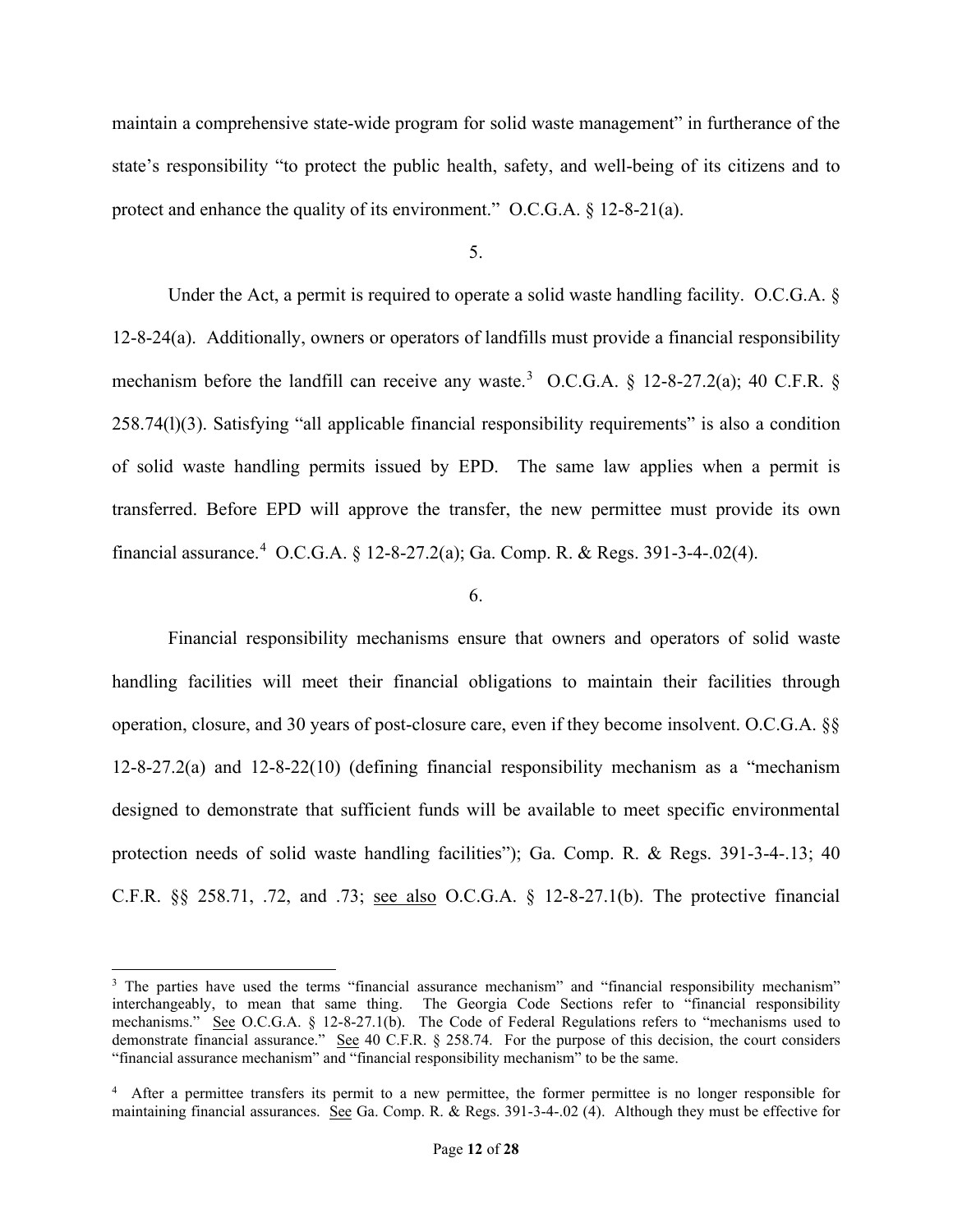maintain a comprehensive state-wide program for solid waste management" in furtherance of the state's responsibility "to protect the public health, safety, and well-being of its citizens and to protect and enhance the quality of its environment." O.C.G.A. § 12-8-21(a).

5.

Under the Act, a permit is required to operate a solid waste handling facility. O.C.G.A. § 12-8-24(a). Additionally, owners or operators of landfills must provide a financial responsibility mechanism before the landfill can receive any waste.[3] O.C.G.A. § 12-8-27.2(a); 40 C.F.R. § 258.74(l)(3). Satisfying "all applicable financial responsibility requirements" is also a condition of solid waste handling permits issued by EPD. The same law applies when a permit is transferred. Before EPD will approve the transfer, the new permittee must provide its own financial assurance.[4] O.C.G.A. § 12-8-27.2(a); Ga. Comp. R. & Regs. 391-3-4-.02(4).

6.

Financial responsibility mechanisms ensure that owners and operators of solid waste handling facilities will meet their financial obligations to maintain their facilities through operation, closure, and 30 years of post-closure care, even if they become insolvent. O.C.G.A. §§ 12-8-27.2(a) and 12-8-22(10) (defining financial responsibility mechanism as a "mechanism designed to demonstrate that sufficient funds will be available to meet specific environmental protection needs of solid waste handling facilities"); Ga. Comp. R. & Regs. 391-3-4-.13; 40 C.F.R. §§ 258.71, .72, and .73; see also O.C.G.A. § 12-8-27.1(b). The protective financial

---

[3] The parties have used the terms "financial assurance mechanism" and "financial responsibility mechanism" interchangeably, to mean that same thing. The Georgia Code Sections refer to "financial responsibility mechanisms." See O.C.G.A. § 12-8-27.1(b). The Code of Federal Regulations refers to "mechanisms used to demonstrate financial assurance." See 40 C.F.R. § 258.74. For the purpose of this decision, the court considers "financial assurance mechanism" and "financial responsibility mechanism" to be the same.

[4] After a permittee transfers its permit to a new permittee, the former permittee is no longer responsible for maintaining financial assurances. See Ga. Comp. R. & Regs. 391-3-4-.02 (4). Although they must be effective for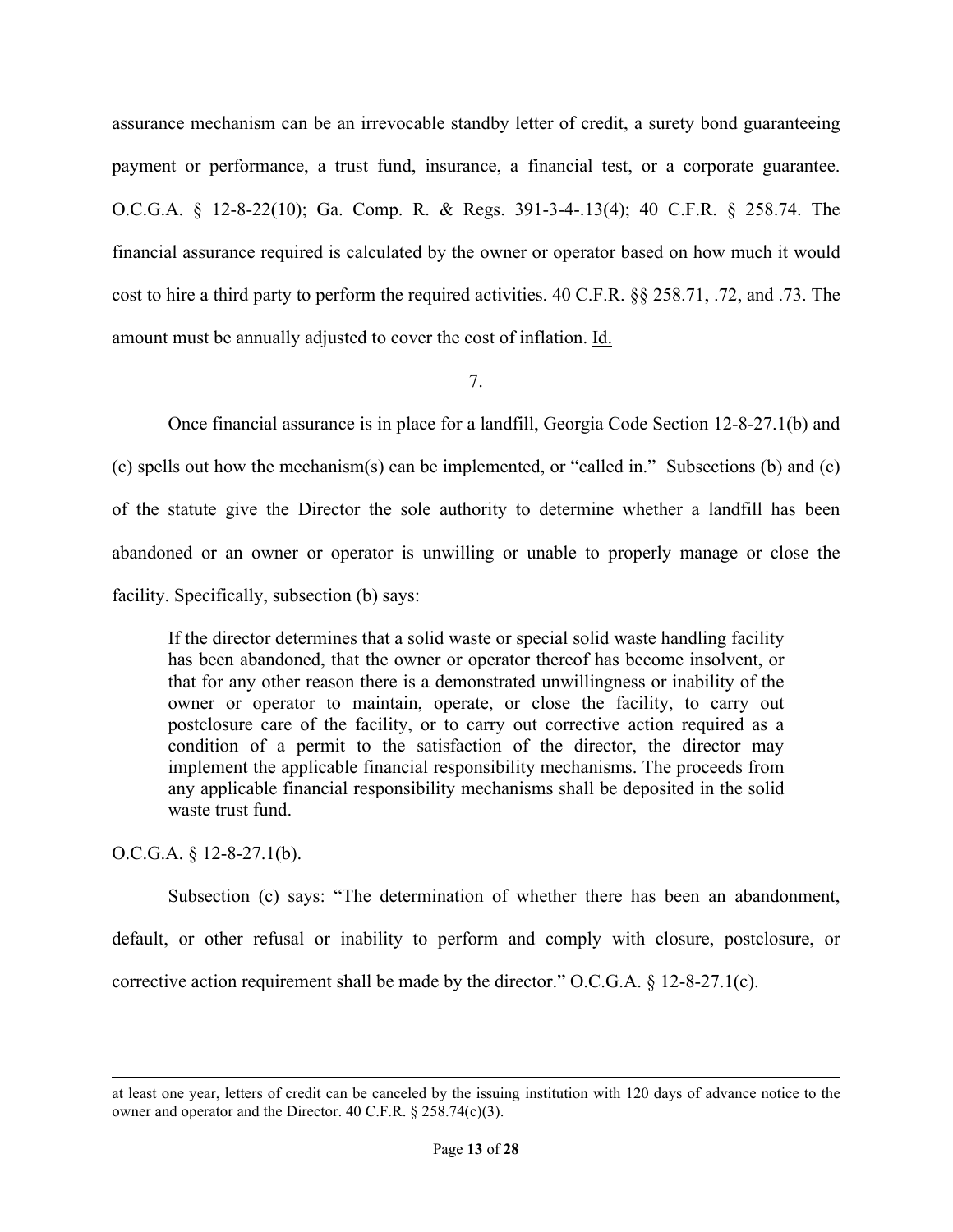assurance mechanism can be an irrevocable standby letter of credit, a surety bond guaranteeing payment or performance, a trust fund, insurance, a financial test, or a corporate guarantee. O.C.G.A. § 12-8-22(10); Ga. Comp. R. & Regs. 391-3-4-.13(4); 40 C.F.R. § 258.74. The financial assurance required is calculated by the owner or operator based on how much it would cost to hire a third party to perform the required activities. 40 C.F.R. §§ 258.71, .72, and .73. The amount must be annually adjusted to cover the cost of inflation. Id.

7.

Once financial assurance is in place for a landfill, Georgia Code Section 12-8-27.1(b) and (c) spells out how the mechanism(s) can be implemented, or "called in." Subsections (b) and (c) of the statute give the Director the sole authority to determine whether a landfill has been abandoned or an owner or operator is unwilling or unable to properly manage or close the facility. Specifically, subsection (b) says:

> If the director determines that a solid waste or special solid waste handling facility has been abandoned, that the owner or operator thereof has become insolvent, or that for any other reason there is a demonstrated unwillingness or inability of the owner or operator to maintain, operate, or close the facility, to carry out postclosure care of the facility, or to carry out corrective action required as a condition of a permit to the satisfaction of the director, the director may implement the applicable financial responsibility mechanisms. The proceeds from any applicable financial responsibility mechanisms shall be deposited in the solid waste trust fund.

O.C.G.A. § 12-8-27.1(b).

Subsection (c) says: "The determination of whether there has been an abandonment, default, or other refusal or inability to perform and comply with closure, postclosure, or corrective action requirement shall be made by the director." O.C.G.A. § 12-8-27.1(c).

---

at least one year, letters of credit can be canceled by the issuing institution with 120 days of advance notice to the owner and operator and the Director. 40 C.F.R. § 258.74(c)(3).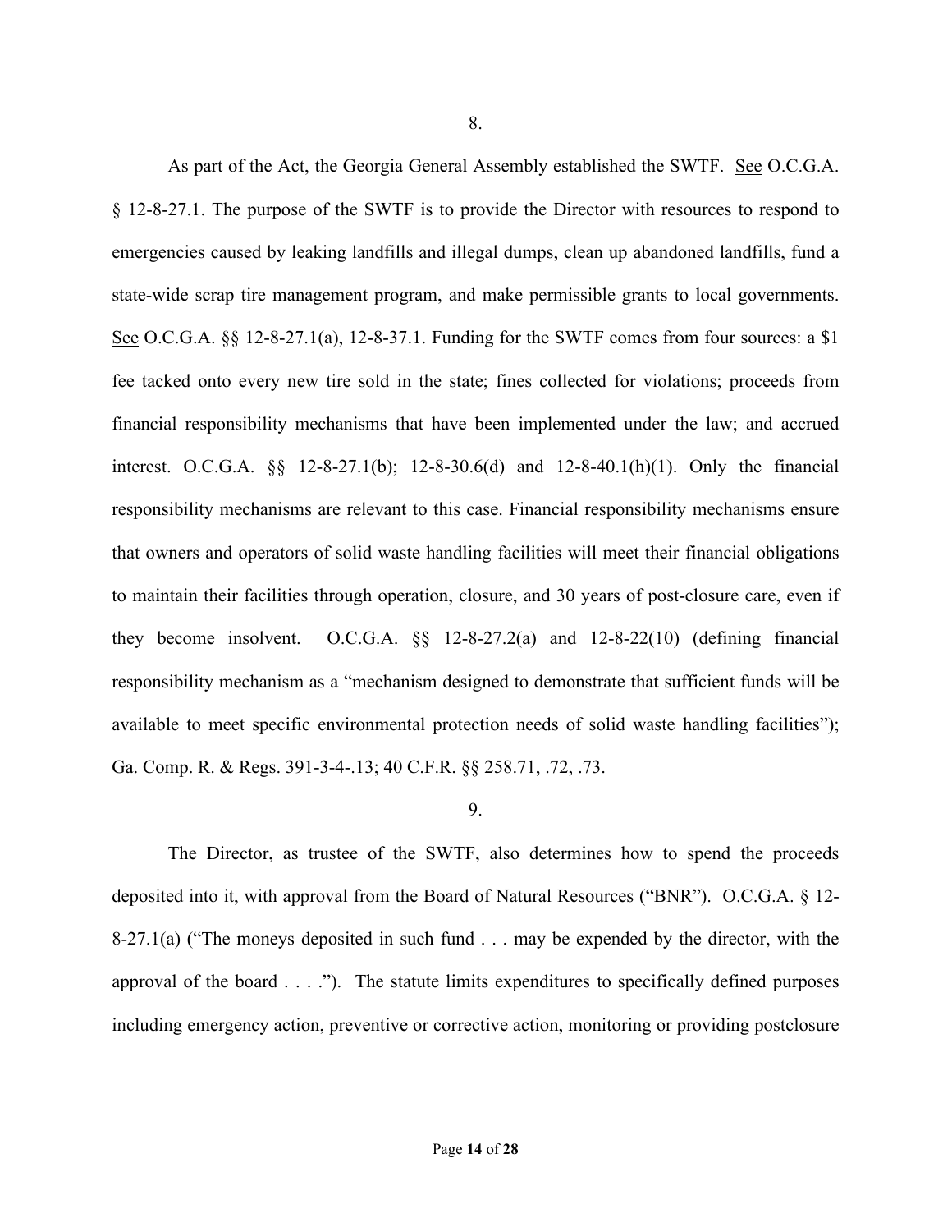8.

As part of the Act, the Georgia General Assembly established the SWTF. See O.C.G.A. § 12-8-27.1. The purpose of the SWTF is to provide the Director with resources to respond to emergencies caused by leaking landfills and illegal dumps, clean up abandoned landfills, fund a state-wide scrap tire management program, and make permissible grants to local governments. See O.C.G.A. §§ 12-8-27.1(a), 12-8-37.1. Funding for the SWTF comes from four sources: a $1 fee tacked onto every new tire sold in the state; fines collected for violations; proceeds from financial responsibility mechanisms that have been implemented under the law; and accrued interest. O.C.G.A. §§ 12-8-27.1(b); 12-8-30.6(d) and 12-8-40.1(h)(1). Only the financial responsibility mechanisms are relevant to this case. Financial responsibility mechanisms ensure that owners and operators of solid waste handling facilities will meet their financial obligations to maintain their facilities through operation, closure, and 30 years of post-closure care, even if they become insolvent. O.C.G.A. §§ 12-8-27.2(a) and 12-8-22(10) (defining financial responsibility mechanism as a "mechanism designed to demonstrate that sufficient funds will be available to meet specific environmental protection needs of solid waste handling facilities"); Ga. Comp. R. & Regs. 391-3-4-.13; 40 C.F.R. §§ 258.71, .72, .73.

9.

The Director, as trustee of the SWTF, also determines how to spend the proceeds deposited into it, with approval from the Board of Natural Resources ("BNR"). O.C.G.A. § 12-8-27.1(a) ("The moneys deposited in such fund . . . may be expended by the director, with the approval of the board . . . ."). The statute limits expenditures to specifically defined purposes including emergency action, preventive or corrective action, monitoring or providing postclosure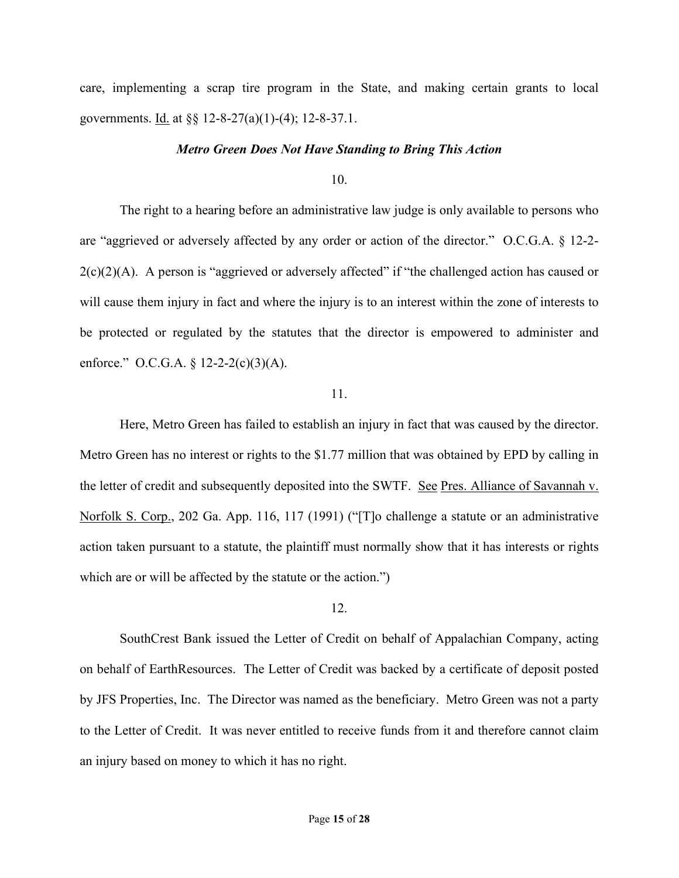care, implementing a scrap tire program in the State, and making certain grants to local governments. Id. at §§ 12-8-27(a)(1)-(4); 12-8-37.1.

***Metro Green Does Not Have Standing to Bring This Action***

10.

The right to a hearing before an administrative law judge is only available to persons who are "aggrieved or adversely affected by any order or action of the director." O.C.G.A. § 12-2-2(c)(2)(A). A person is "aggrieved or adversely affected" if "the challenged action has caused or will cause them injury in fact and where the injury is to an interest within the zone of interests to be protected or regulated by the statutes that the director is empowered to administer and enforce." O.C.G.A. § 12-2-2(c)(3)(A).

11.

Here, Metro Green has failed to establish an injury in fact that was caused by the director. Metro Green has no interest or rights to the $1.77 million that was obtained by EPD by calling in the letter of credit and subsequently deposited into the SWTF. See Pres. Alliance of Savannah v. Norfolk S. Corp., 202 Ga. App. 116, 117 (1991) ("[T]o challenge a statute or an administrative action taken pursuant to a statute, the plaintiff must normally show that it has interests or rights which are or will be affected by the statute or the action.")

12.

SouthCrest Bank issued the Letter of Credit on behalf of Appalachian Company, acting on behalf of EarthResources. The Letter of Credit was backed by a certificate of deposit posted by JFS Properties, Inc. The Director was named as the beneficiary. Metro Green was not a party to the Letter of Credit. It was never entitled to receive funds from it and therefore cannot claim an injury based on money to which it has no right.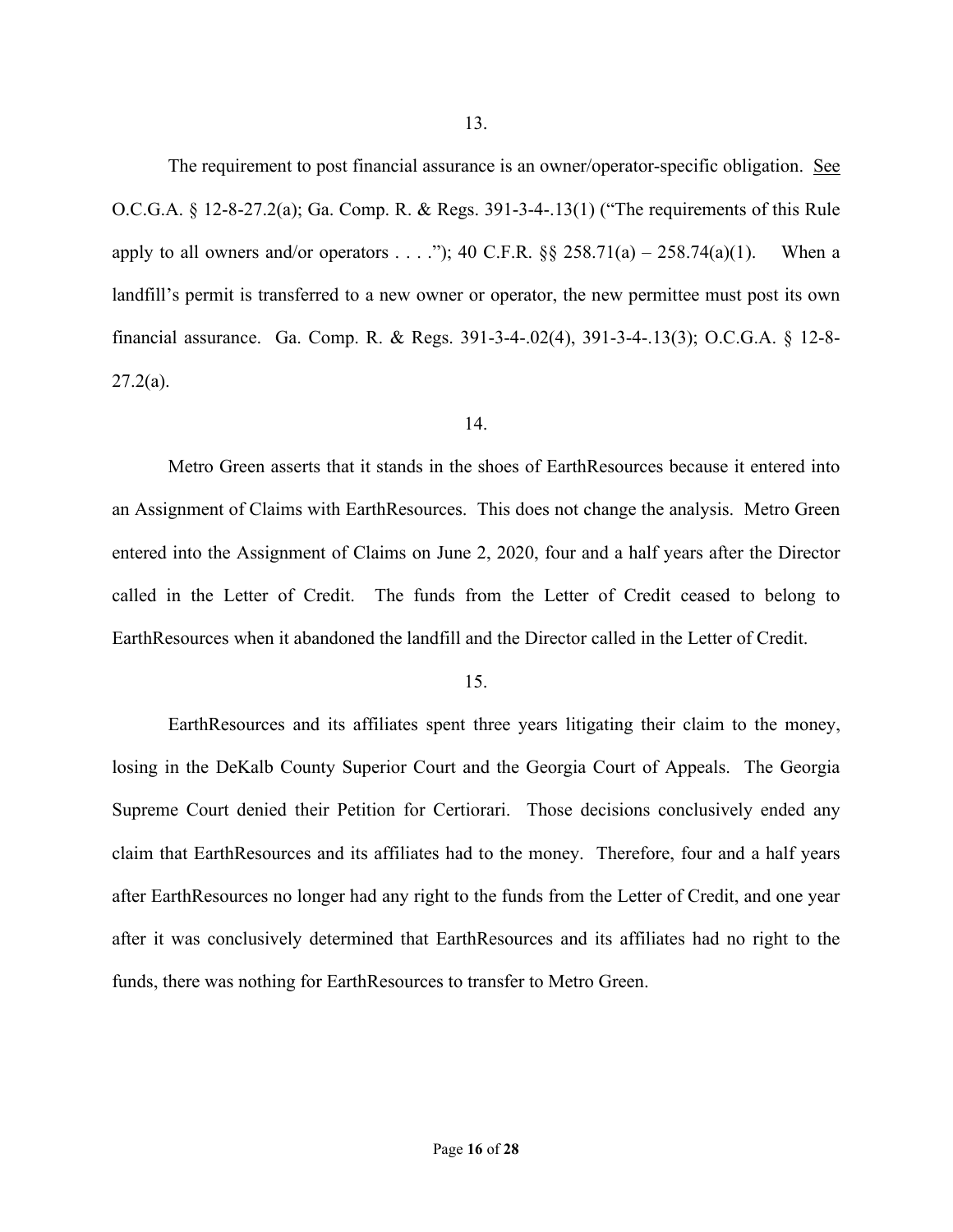13.

The requirement to post financial assurance is an owner/operator-specific obligation. See O.C.G.A. § 12-8-27.2(a); Ga. Comp. R. & Regs. 391-3-4-.13(1) ("The requirements of this Rule apply to all owners and/or operators . . . ."); 40 C.F.R. §§ 258.71(a) – 258.74(a)(1). When a landfill's permit is transferred to a new owner or operator, the new permittee must post its own financial assurance. Ga. Comp. R. & Regs. 391-3-4-.02(4), 391-3-4-.13(3); O.C.G.A. § 12-8-27.2(a).

14.

Metro Green asserts that it stands in the shoes of EarthResources because it entered into an Assignment of Claims with EarthResources. This does not change the analysis. Metro Green entered into the Assignment of Claims on June 2, 2020, four and a half years after the Director called in the Letter of Credit. The funds from the Letter of Credit ceased to belong to EarthResources when it abandoned the landfill and the Director called in the Letter of Credit.

15.

EarthResources and its affiliates spent three years litigating their claim to the money, losing in the DeKalb County Superior Court and the Georgia Court of Appeals. The Georgia Supreme Court denied their Petition for Certiorari. Those decisions conclusively ended any claim that EarthResources and its affiliates had to the money. Therefore, four and a half years after EarthResources no longer had any right to the funds from the Letter of Credit, and one year after it was conclusively determined that EarthResources and its affiliates had no right to the funds, there was nothing for EarthResources to transfer to Metro Green.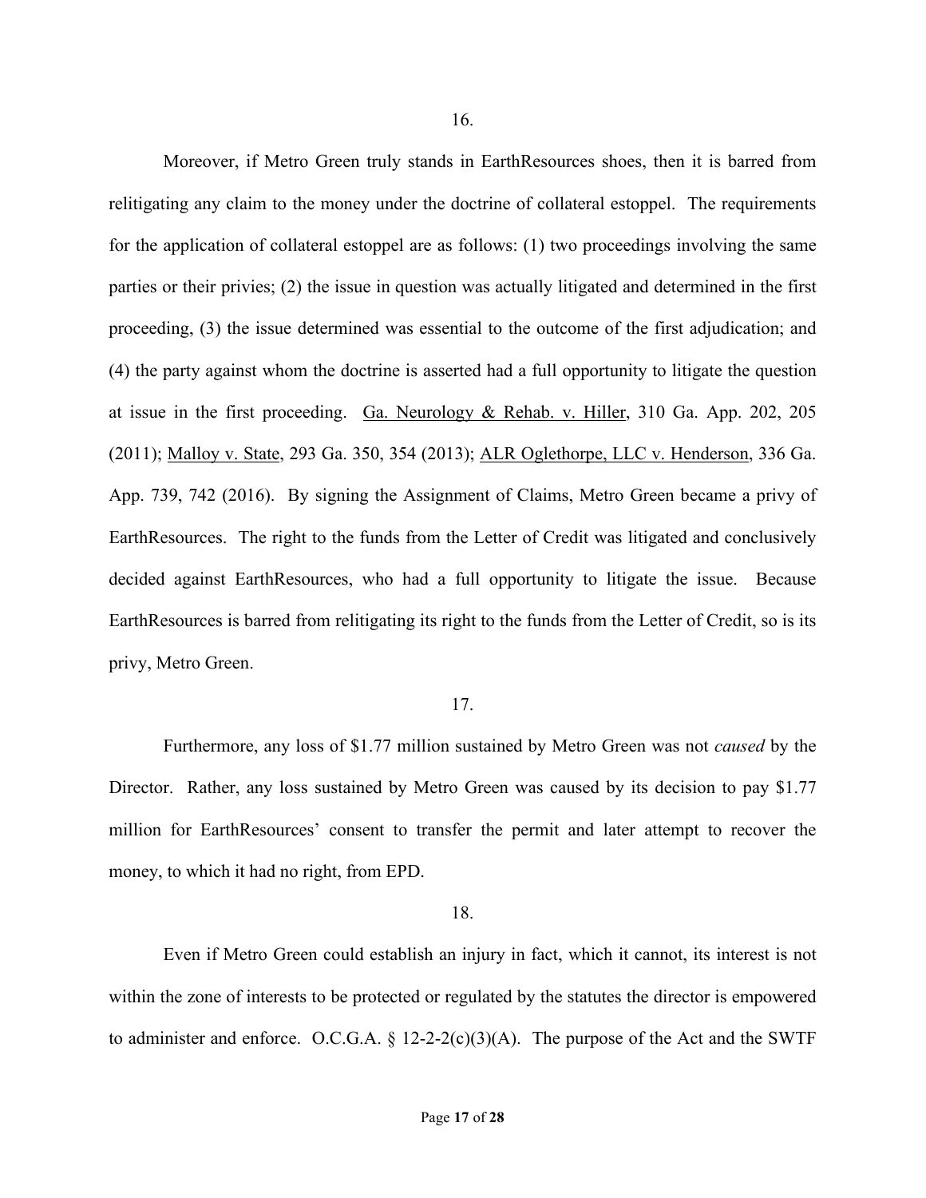16.

Moreover, if Metro Green truly stands in EarthResources shoes, then it is barred from relitigating any claim to the money under the doctrine of collateral estoppel. The requirements for the application of collateral estoppel are as follows: (1) two proceedings involving the same parties or their privies; (2) the issue in question was actually litigated and determined in the first proceeding, (3) the issue determined was essential to the outcome of the first adjudication; and (4) the party against whom the doctrine is asserted had a full opportunity to litigate the question at issue in the first proceeding. Ga. Neurology & Rehab. v. Hiller, 310 Ga. App. 202, 205 (2011); Malloy v. State, 293 Ga. 350, 354 (2013); ALR Oglethorpe, LLC v. Henderson, 336 Ga. App. 739, 742 (2016). By signing the Assignment of Claims, Metro Green became a privy of EarthResources. The right to the funds from the Letter of Credit was litigated and conclusively decided against EarthResources, who had a full opportunity to litigate the issue. Because EarthResources is barred from relitigating its right to the funds from the Letter of Credit, so is its privy, Metro Green.

17.

Furthermore, any loss of $1.77 million sustained by Metro Green was not *caused* by the Director. Rather, any loss sustained by Metro Green was caused by its decision to pay $1.77 million for EarthResources' consent to transfer the permit and later attempt to recover the money, to which it had no right, from EPD.

18.

Even if Metro Green could establish an injury in fact, which it cannot, its interest is not within the zone of interests to be protected or regulated by the statutes the director is empowered to administer and enforce. O.C.G.A. § 12-2-2(c)(3)(A). The purpose of the Act and the SWTF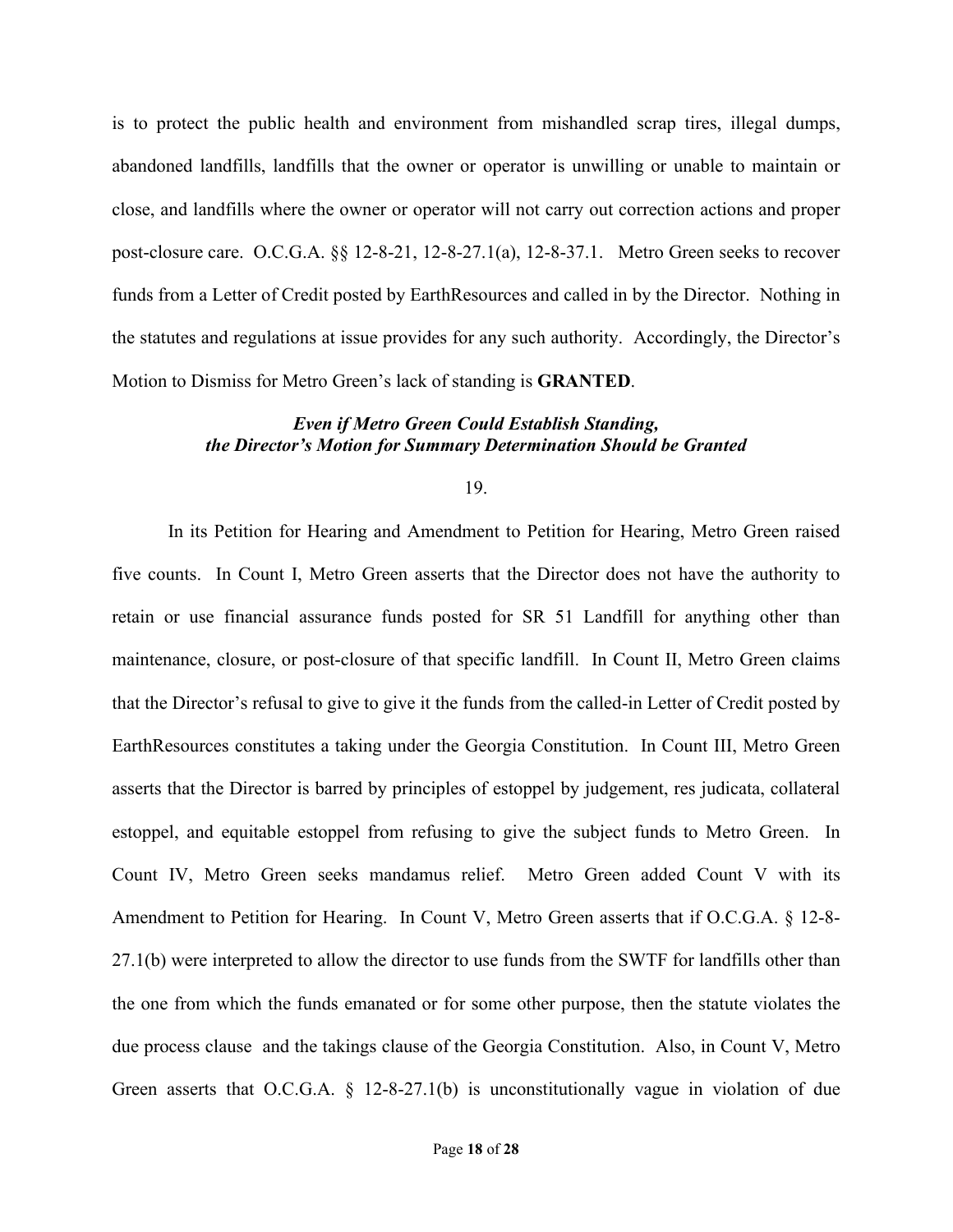is to protect the public health and environment from mishandled scrap tires, illegal dumps, abandoned landfills, landfills that the owner or operator is unwilling or unable to maintain or close, and landfills where the owner or operator will not carry out correction actions and proper post-closure care. O.C.G.A. §§ 12-8-21, 12-8-27.1(a), 12-8-37.1. Metro Green seeks to recover funds from a Letter of Credit posted by EarthResources and called in by the Director. Nothing in the statutes and regulations at issue provides for any such authority. Accordingly, the Director's Motion to Dismiss for Metro Green's lack of standing is **GRANTED**.

***Even if Metro Green Could Establish Standing, the Director's Motion for Summary Determination Should be Granted***

19.

In its Petition for Hearing and Amendment to Petition for Hearing, Metro Green raised five counts. In Count I, Metro Green asserts that the Director does not have the authority to retain or use financial assurance funds posted for SR 51 Landfill for anything other than maintenance, closure, or post-closure of that specific landfill. In Count II, Metro Green claims that the Director's refusal to give to give it the funds from the called-in Letter of Credit posted by EarthResources constitutes a taking under the Georgia Constitution. In Count III, Metro Green asserts that the Director is barred by principles of estoppel by judgement, res judicata, collateral estoppel, and equitable estoppel from refusing to give the subject funds to Metro Green. In Count IV, Metro Green seeks mandamus relief. Metro Green added Count V with its Amendment to Petition for Hearing. In Count V, Metro Green asserts that if O.C.G.A. § 12-8-27.1(b) were interpreted to allow the director to use funds from the SWTF for landfills other than the one from which the funds emanated or for some other purpose, then the statute violates the due process clause and the takings clause of the Georgia Constitution. Also, in Count V, Metro Green asserts that O.C.G.A. § 12-8-27.1(b) is unconstitutionally vague in violation of due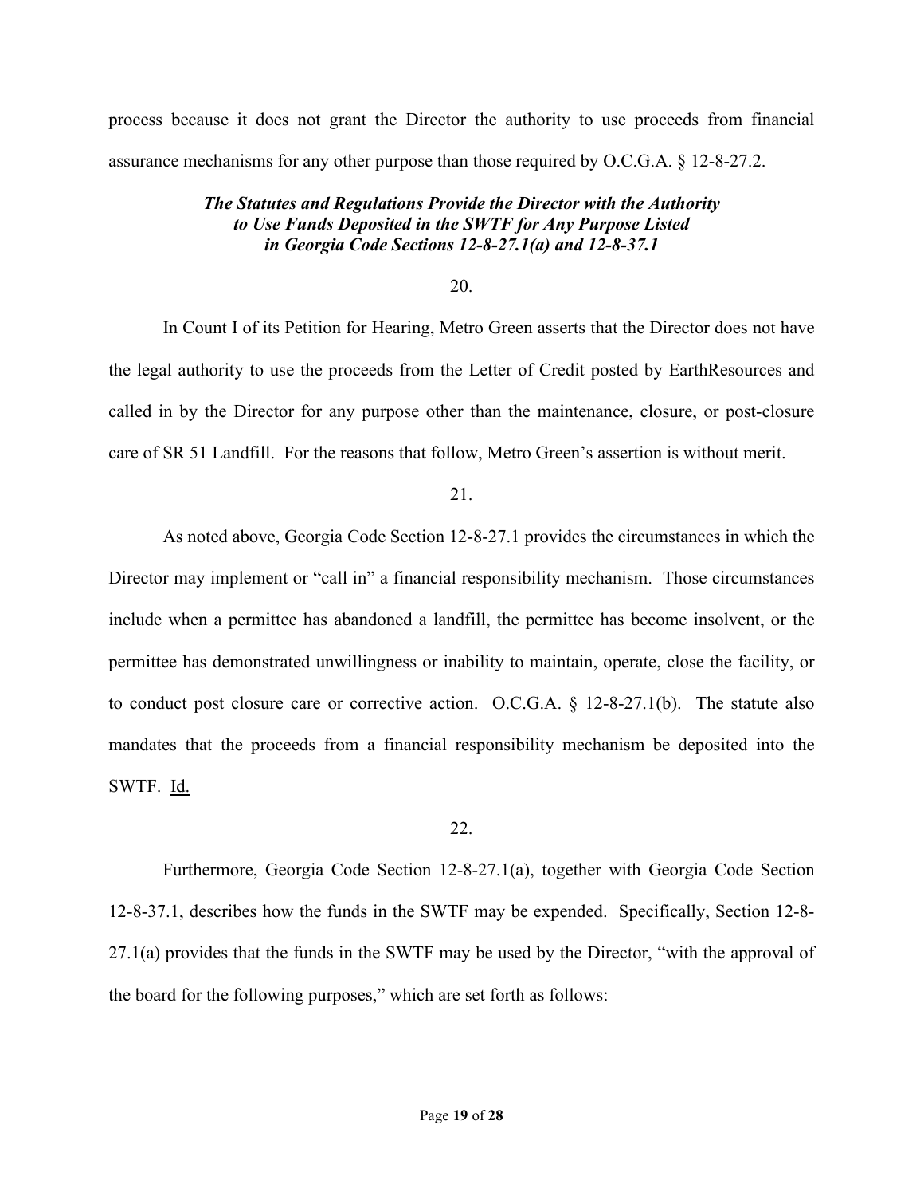process because it does not grant the Director the authority to use proceeds from financial assurance mechanisms for any other purpose than those required by O.C.G.A. § 12-8-27.2.

### ***The Statutes and Regulations Provide the Director with the Authority to Use Funds Deposited in the SWTF for Any Purpose Listed in Georgia Code Sections 12-8-27.1(a) and 12-8-37.1***

20.

In Count I of its Petition for Hearing, Metro Green asserts that the Director does not have the legal authority to use the proceeds from the Letter of Credit posted by EarthResources and called in by the Director for any purpose other than the maintenance, closure, or post-closure care of SR 51 Landfill. For the reasons that follow, Metro Green's assertion is without merit.

21.

As noted above, Georgia Code Section 12-8-27.1 provides the circumstances in which the Director may implement or "call in" a financial responsibility mechanism. Those circumstances include when a permittee has abandoned a landfill, the permittee has become insolvent, or the permittee has demonstrated unwillingness or inability to maintain, operate, close the facility, or to conduct post closure care or corrective action. O.C.G.A. § 12-8-27.1(b). The statute also mandates that the proceeds from a financial responsibility mechanism be deposited into the SWTF. Id.

22.

Furthermore, Georgia Code Section 12-8-27.1(a), together with Georgia Code Section 12-8-37.1, describes how the funds in the SWTF may be expended. Specifically, Section 12-8-27.1(a) provides that the funds in the SWTF may be used by the Director, "with the approval of the board for the following purposes," which are set forth as follows: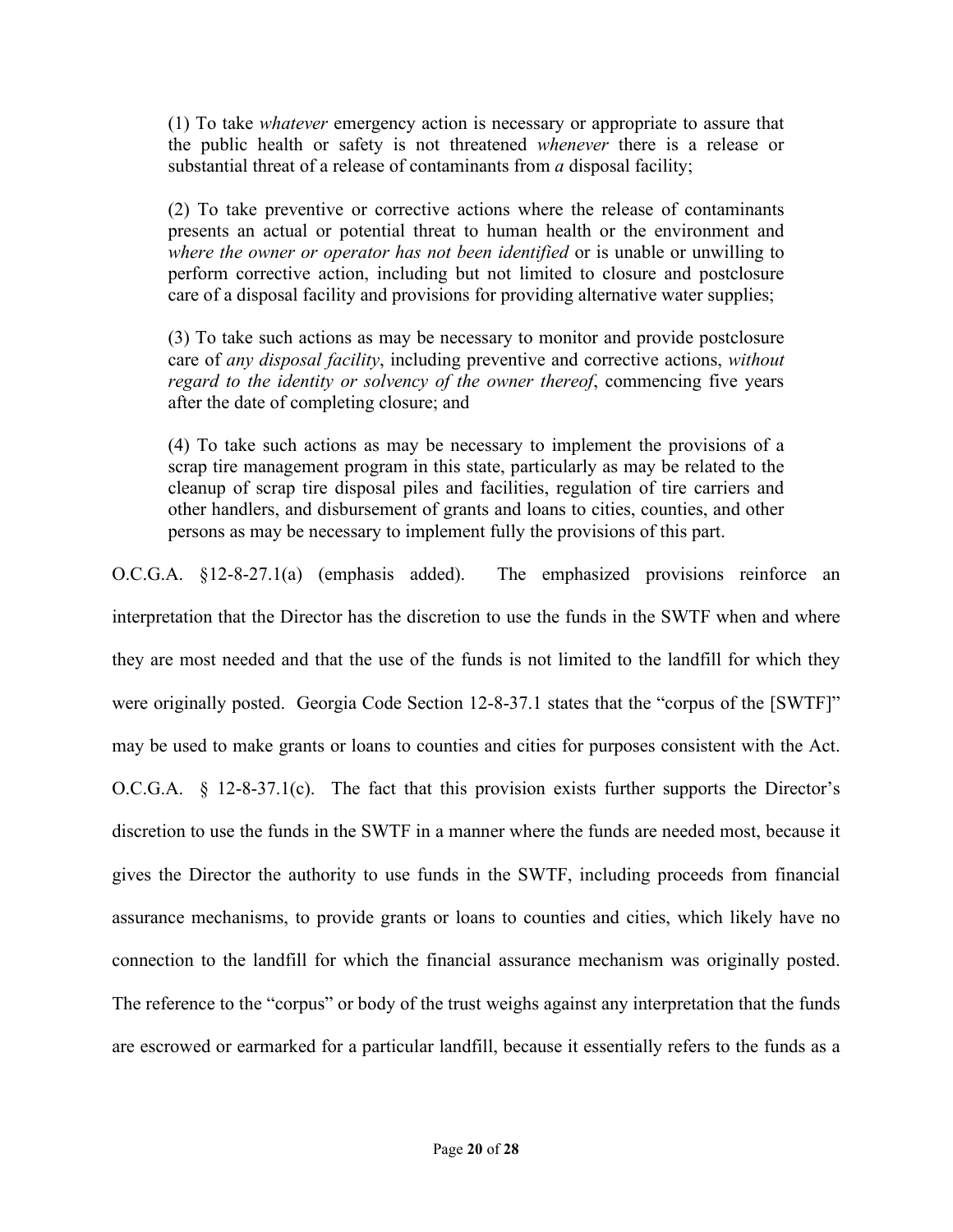> (1) To take *whatever* emergency action is necessary or appropriate to assure that the public health or safety is not threatened *whenever* there is a release or substantial threat of a release of contaminants from *a* disposal facility;
>
> (2) To take preventive or corrective actions where the release of contaminants presents an actual or potential threat to human health or the environment and *where the owner or operator has not been identified* or is unable or unwilling to perform corrective action, including but not limited to closure and postclosure care of a disposal facility and provisions for providing alternative water supplies;
>
> (3) To take such actions as may be necessary to monitor and provide postclosure care of *any disposal facility*, including preventive and corrective actions, *without regard to the identity or solvency of the owner thereof*, commencing five years after the date of completing closure; and
>
> (4) To take such actions as may be necessary to implement the provisions of a scrap tire management program in this state, particularly as may be related to the cleanup of scrap tire disposal piles and facilities, regulation of tire carriers and other handlers, and disbursement of grants and loans to cities, counties, and other persons as may be necessary to implement fully the provisions of this part.

O.C.G.A. §12-8-27.1(a) (emphasis added). The emphasized provisions reinforce an interpretation that the Director has the discretion to use the funds in the SWTF when and where they are most needed and that the use of the funds is not limited to the landfill for which they were originally posted. Georgia Code Section 12-8-37.1 states that the "corpus of the [SWTF]" may be used to make grants or loans to counties and cities for purposes consistent with the Act. O.C.G.A. § 12-8-37.1(c). The fact that this provision exists further supports the Director's discretion to use the funds in the SWTF in a manner where the funds are needed most, because it gives the Director the authority to use funds in the SWTF, including proceeds from financial assurance mechanisms, to provide grants or loans to counties and cities, which likely have no connection to the landfill for which the financial assurance mechanism was originally posted. The reference to the "corpus" or body of the trust weighs against any interpretation that the funds are escrowed or earmarked for a particular landfill, because it essentially refers to the funds as a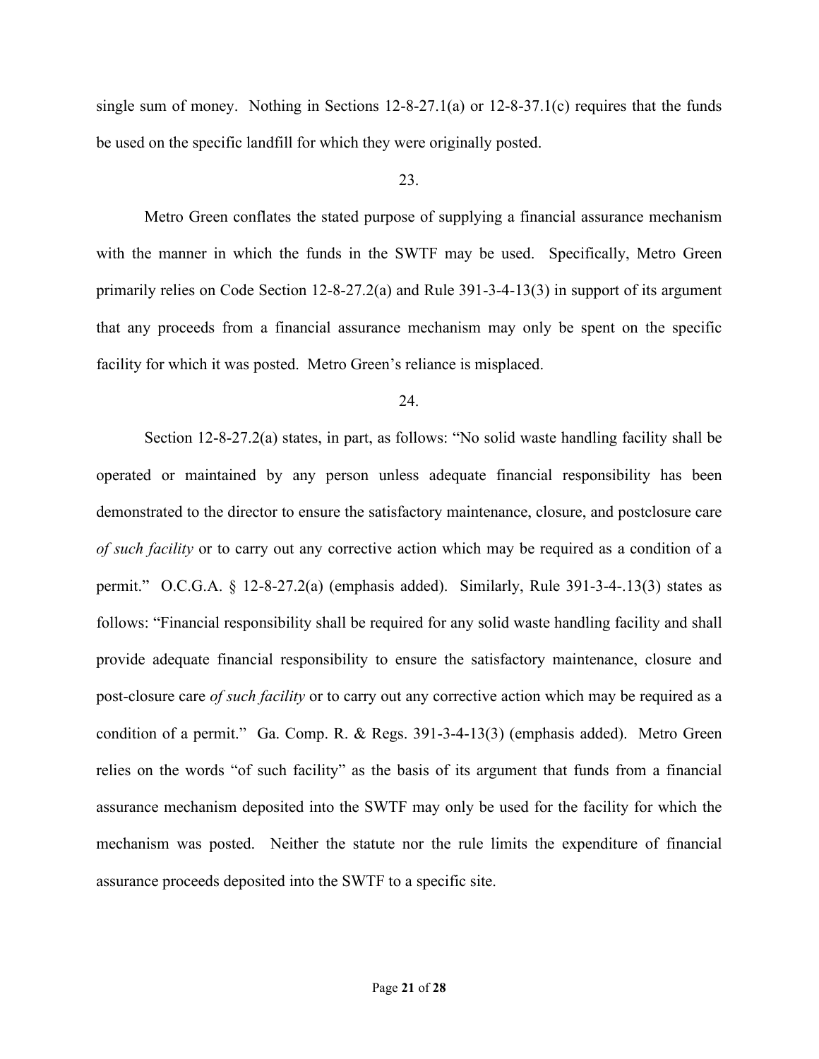single sum of money. Nothing in Sections 12-8-27.1(a) or 12-8-37.1(c) requires that the funds be used on the specific landfill for which they were originally posted.

23.

Metro Green conflates the stated purpose of supplying a financial assurance mechanism with the manner in which the funds in the SWTF may be used. Specifically, Metro Green primarily relies on Code Section 12-8-27.2(a) and Rule 391-3-4-13(3) in support of its argument that any proceeds from a financial assurance mechanism may only be spent on the specific facility for which it was posted. Metro Green's reliance is misplaced.

24.

Section 12-8-27.2(a) states, in part, as follows: "No solid waste handling facility shall be operated or maintained by any person unless adequate financial responsibility has been demonstrated to the director to ensure the satisfactory maintenance, closure, and postclosure care *of such facility* or to carry out any corrective action which may be required as a condition of a permit." O.C.G.A. § 12-8-27.2(a) (emphasis added). Similarly, Rule 391-3-4-.13(3) states as follows: "Financial responsibility shall be required for any solid waste handling facility and shall provide adequate financial responsibility to ensure the satisfactory maintenance, closure and post-closure care *of such facility* or to carry out any corrective action which may be required as a condition of a permit." Ga. Comp. R. & Regs. 391-3-4-13(3) (emphasis added). Metro Green relies on the words "of such facility" as the basis of its argument that funds from a financial assurance mechanism deposited into the SWTF may only be used for the facility for which the mechanism was posted. Neither the statute nor the rule limits the expenditure of financial assurance proceeds deposited into the SWTF to a specific site.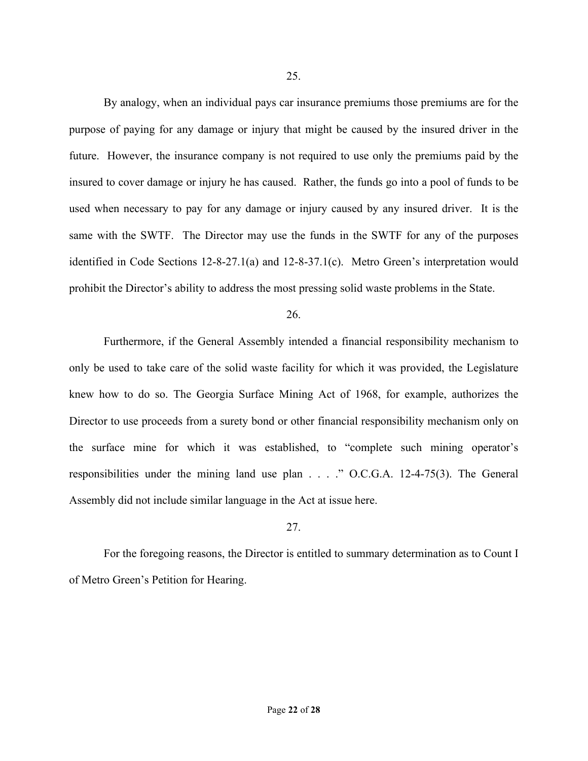25.

By analogy, when an individual pays car insurance premiums those premiums are for the purpose of paying for any damage or injury that might be caused by the insured driver in the future. However, the insurance company is not required to use only the premiums paid by the insured to cover damage or injury he has caused. Rather, the funds go into a pool of funds to be used when necessary to pay for any damage or injury caused by any insured driver. It is the same with the SWTF. The Director may use the funds in the SWTF for any of the purposes identified in Code Sections 12-8-27.1(a) and 12-8-37.1(c). Metro Green's interpretation would prohibit the Director's ability to address the most pressing solid waste problems in the State.

26.

Furthermore, if the General Assembly intended a financial responsibility mechanism to only be used to take care of the solid waste facility for which it was provided, the Legislature knew how to do so. The Georgia Surface Mining Act of 1968, for example, authorizes the Director to use proceeds from a surety bond or other financial responsibility mechanism only on the surface mine for which it was established, to "complete such mining operator's responsibilities under the mining land use plan . . . ." O.C.G.A. 12-4-75(3). The General Assembly did not include similar language in the Act at issue here.

27.

For the foregoing reasons, the Director is entitled to summary determination as to Count I of Metro Green's Petition for Hearing.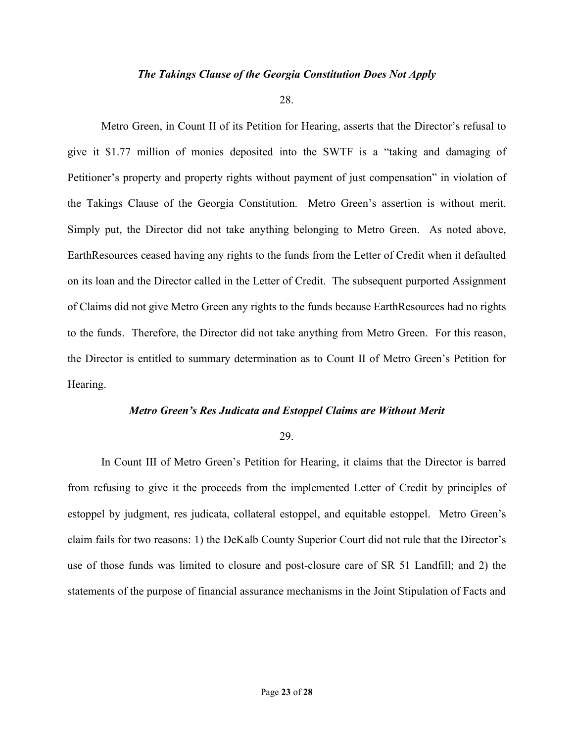***The Takings Clause of the Georgia Constitution Does Not Apply***

28.

Metro Green, in Count II of its Petition for Hearing, asserts that the Director's refusal to give it $1.77 million of monies deposited into the SWTF is a "taking and damaging of Petitioner's property and property rights without payment of just compensation" in violation of the Takings Clause of the Georgia Constitution. Metro Green's assertion is without merit. Simply put, the Director did not take anything belonging to Metro Green. As noted above, EarthResources ceased having any rights to the funds from the Letter of Credit when it defaulted on its loan and the Director called in the Letter of Credit. The subsequent purported Assignment of Claims did not give Metro Green any rights to the funds because EarthResources had no rights to the funds. Therefore, the Director did not take anything from Metro Green. For this reason, the Director is entitled to summary determination as to Count II of Metro Green's Petition for Hearing.

***Metro Green's Res Judicata and Estoppel Claims are Without Merit***

29.

In Count III of Metro Green's Petition for Hearing, it claims that the Director is barred from refusing to give it the proceeds from the implemented Letter of Credit by principles of estoppel by judgment, res judicata, collateral estoppel, and equitable estoppel. Metro Green's claim fails for two reasons: 1) the DeKalb County Superior Court did not rule that the Director's use of those funds was limited to closure and post-closure care of SR 51 Landfill; and 2) the statements of the purpose of financial assurance mechanisms in the Joint Stipulation of Facts and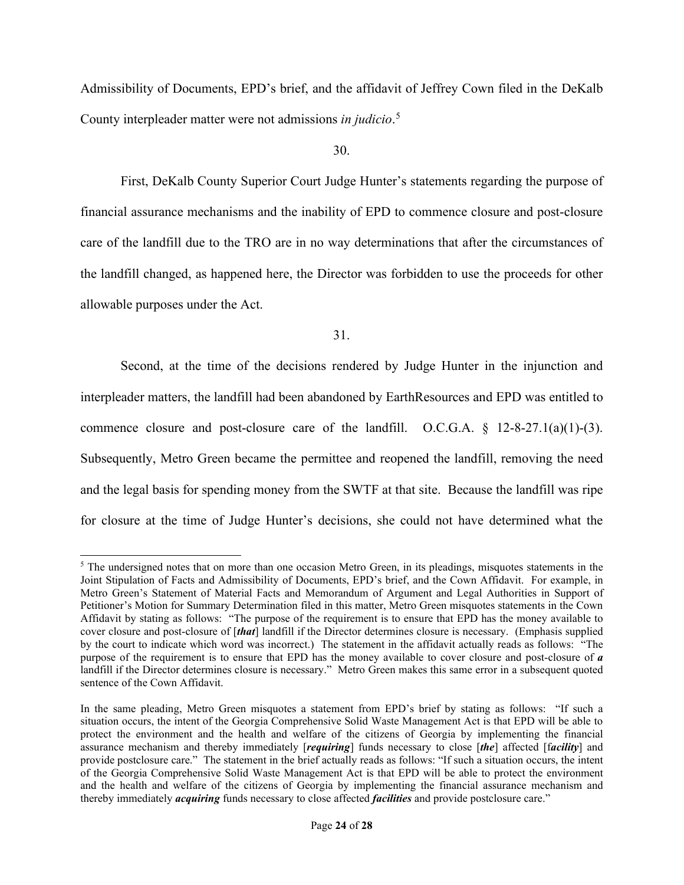Admissibility of Documents, EPD's brief, and the affidavit of Jeffrey Cown filed in the DeKalb County interpleader matter were not admissions *in judicio*.[5]

30.

First, DeKalb County Superior Court Judge Hunter's statements regarding the purpose of financial assurance mechanisms and the inability of EPD to commence closure and post-closure care of the landfill due to the TRO are in no way determinations that after the circumstances of the landfill changed, as happened here, the Director was forbidden to use the proceeds for other allowable purposes under the Act.

31.

Second, at the time of the decisions rendered by Judge Hunter in the injunction and interpleader matters, the landfill had been abandoned by EarthResources and EPD was entitled to commence closure and post-closure care of the landfill. O.C.G.A. § 12-8-27.1(a)(1)-(3). Subsequently, Metro Green became the permittee and reopened the landfill, removing the need and the legal basis for spending money from the SWTF at that site. Because the landfill was ripe for closure at the time of Judge Hunter's decisions, she could not have determined what the

---

[5] The undersigned notes that on more than one occasion Metro Green, in its pleadings, misquotes statements in the Joint Stipulation of Facts and Admissibility of Documents, EPD's brief, and the Cown Affidavit. For example, in Metro Green's Statement of Material Facts and Memorandum of Argument and Legal Authorities in Support of Petitioner's Motion for Summary Determination filed in this matter, Metro Green misquotes statements in the Cown Affidavit by stating as follows: "The purpose of the requirement is to ensure that EPD has the money available to cover closure and post-closure of [***that***] landfill if the Director determines closure is necessary. (Emphasis supplied by the court to indicate which word was incorrect.) The statement in the affidavit actually reads as follows: "The purpose of the requirement is to ensure that EPD has the money available to cover closure and post-closure of ***a*** landfill if the Director determines closure is necessary." Metro Green makes this same error in a subsequent quoted sentence of the Cown Affidavit.

In the same pleading, Metro Green misquotes a statement from EPD's brief by stating as follows: "If such a situation occurs, the intent of the Georgia Comprehensive Solid Waste Management Act is that EPD will be able to protect the environment and the health and welfare of the citizens of Georgia by implementing the financial assurance mechanism and thereby immediately [***requiring***] funds necessary to close [***the***] affected [f***acility***] and provide postclosure care." The statement in the brief actually reads as follows: "If such a situation occurs, the intent of the Georgia Comprehensive Solid Waste Management Act is that EPD will be able to protect the environment and the health and welfare of the citizens of Georgia by implementing the financial assurance mechanism and thereby immediately ***acquiring*** funds necessary to close affected ***facilities*** and provide postclosure care."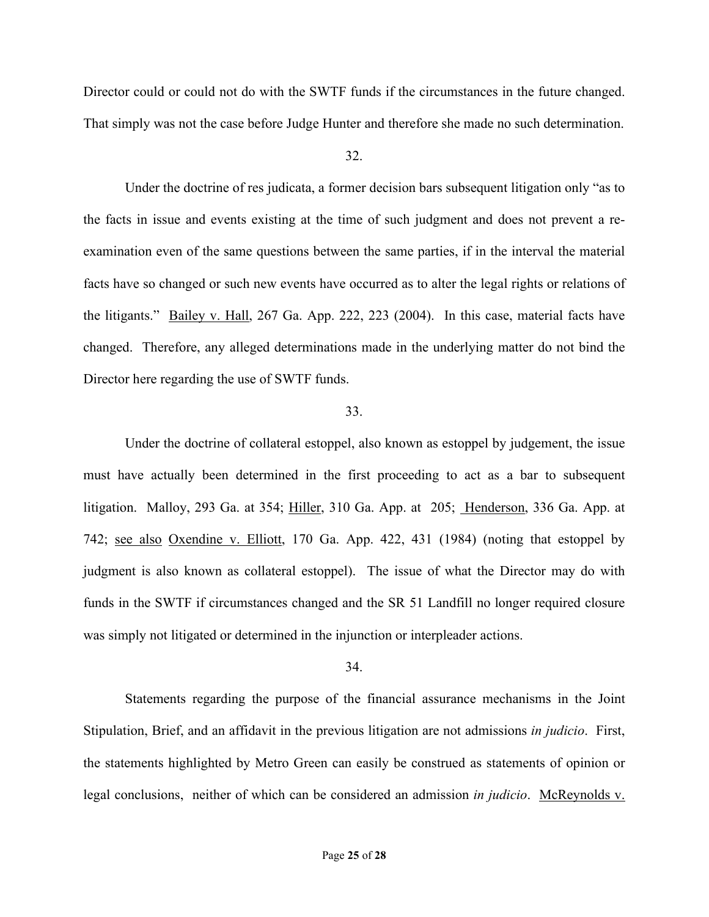Director could or could not do with the SWTF funds if the circumstances in the future changed. That simply was not the case before Judge Hunter and therefore she made no such determination.

32.

Under the doctrine of res judicata, a former decision bars subsequent litigation only "as to the facts in issue and events existing at the time of such judgment and does not prevent a re-examination even of the same questions between the same parties, if in the interval the material facts have so changed or such new events have occurred as to alter the legal rights or relations of the litigants." Bailey v. Hall, 267 Ga. App. 222, 223 (2004). In this case, material facts have changed. Therefore, any alleged determinations made in the underlying matter do not bind the Director here regarding the use of SWTF funds.

33.

Under the doctrine of collateral estoppel, also known as estoppel by judgement, the issue must have actually been determined in the first proceeding to act as a bar to subsequent litigation. Malloy, 293 Ga. at 354; Hiller, 310 Ga. App. at 205; Henderson, 336 Ga. App. at 742; see also Oxendine v. Elliott, 170 Ga. App. 422, 431 (1984) (noting that estoppel by judgment is also known as collateral estoppel). The issue of what the Director may do with funds in the SWTF if circumstances changed and the SR 51 Landfill no longer required closure was simply not litigated or determined in the injunction or interpleader actions.

34.

Statements regarding the purpose of the financial assurance mechanisms in the Joint Stipulation, Brief, and an affidavit in the previous litigation are not admissions *in judicio*. First, the statements highlighted by Metro Green can easily be construed as statements of opinion or legal conclusions, neither of which can be considered an admission *in judicio*. McReynolds v.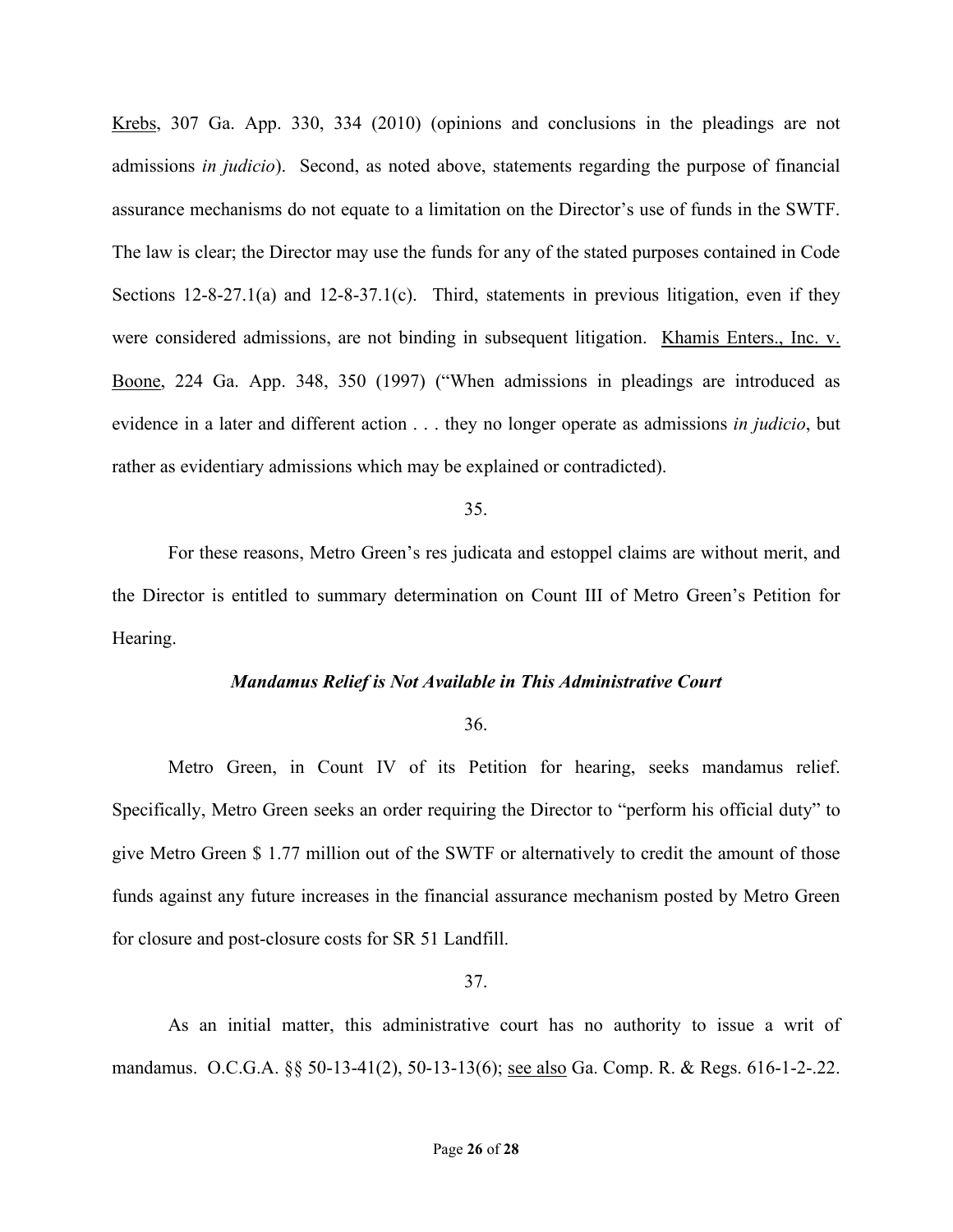Krebs, 307 Ga. App. 330, 334 (2010) (opinions and conclusions in the pleadings are not admissions *in judicio*). Second, as noted above, statements regarding the purpose of financial assurance mechanisms do not equate to a limitation on the Director's use of funds in the SWTF. The law is clear; the Director may use the funds for any of the stated purposes contained in Code Sections 12-8-27.1(a) and 12-8-37.1(c). Third, statements in previous litigation, even if they were considered admissions, are not binding in subsequent litigation. Khamis Enters., Inc. v. Boone, 224 Ga. App. 348, 350 (1997) ("When admissions in pleadings are introduced as evidence in a later and different action . . . they no longer operate as admissions *in judicio*, but rather as evidentiary admissions which may be explained or contradicted).

35.

For these reasons, Metro Green's res judicata and estoppel claims are without merit, and the Director is entitled to summary determination on Count III of Metro Green's Petition for Hearing.

***Mandamus Relief is Not Available in This Administrative Court***

36.

Metro Green, in Count IV of its Petition for hearing, seeks mandamus relief. Specifically, Metro Green seeks an order requiring the Director to "perform his official duty" to give Metro Green $ 1.77 million out of the SWTF or alternatively to credit the amount of those funds against any future increases in the financial assurance mechanism posted by Metro Green for closure and post-closure costs for SR 51 Landfill.

37.

As an initial matter, this administrative court has no authority to issue a writ of mandamus. O.C.G.A. §§ 50-13-41(2), 50-13-13(6); see also Ga. Comp. R. & Regs. 616-1-2-.22.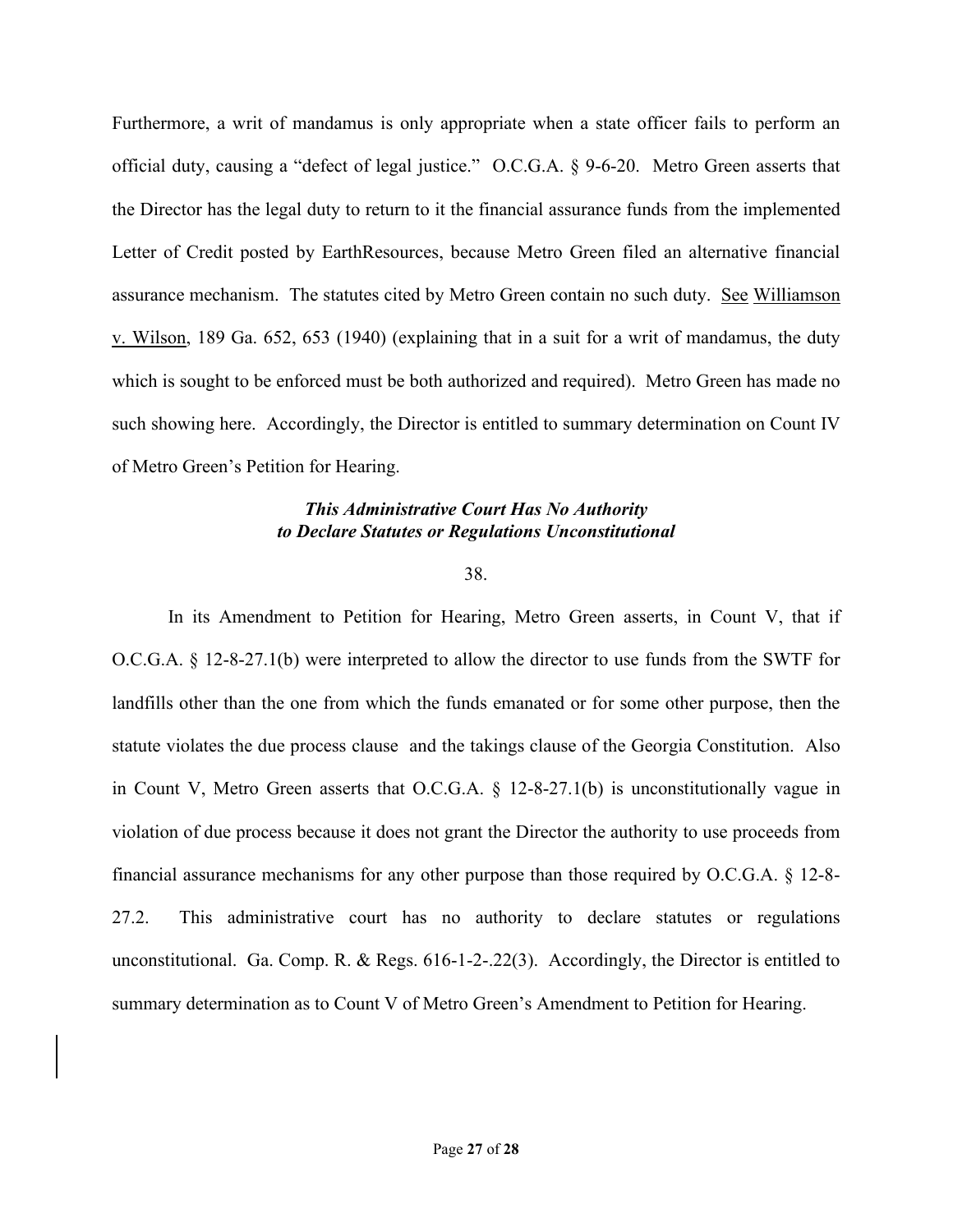Furthermore, a writ of mandamus is only appropriate when a state officer fails to perform an official duty, causing a "defect of legal justice." O.C.G.A. § 9-6-20. Metro Green asserts that the Director has the legal duty to return to it the financial assurance funds from the implemented Letter of Credit posted by EarthResources, because Metro Green filed an alternative financial assurance mechanism. The statutes cited by Metro Green contain no such duty. See Williamson v. Wilson, 189 Ga. 652, 653 (1940) (explaining that in a suit for a writ of mandamus, the duty which is sought to be enforced must be both authorized and required). Metro Green has made no such showing here. Accordingly, the Director is entitled to summary determination on Count IV of Metro Green's Petition for Hearing.

***This Administrative Court Has No Authority to Declare Statutes or Regulations Unconstitutional***

38.

In its Amendment to Petition for Hearing, Metro Green asserts, in Count V, that if O.C.G.A. § 12-8-27.1(b) were interpreted to allow the director to use funds from the SWTF for landfills other than the one from which the funds emanated or for some other purpose, then the statute violates the due process clause and the takings clause of the Georgia Constitution. Also in Count V, Metro Green asserts that O.C.G.A. § 12-8-27.1(b) is unconstitutionally vague in violation of due process because it does not grant the Director the authority to use proceeds from financial assurance mechanisms for any other purpose than those required by O.C.G.A. § 12-8-27.2. This administrative court has no authority to declare statutes or regulations unconstitutional. Ga. Comp. R. & Regs. 616-1-2-.22(3). Accordingly, the Director is entitled to summary determination as to Count V of Metro Green's Amendment to Petition for Hearing.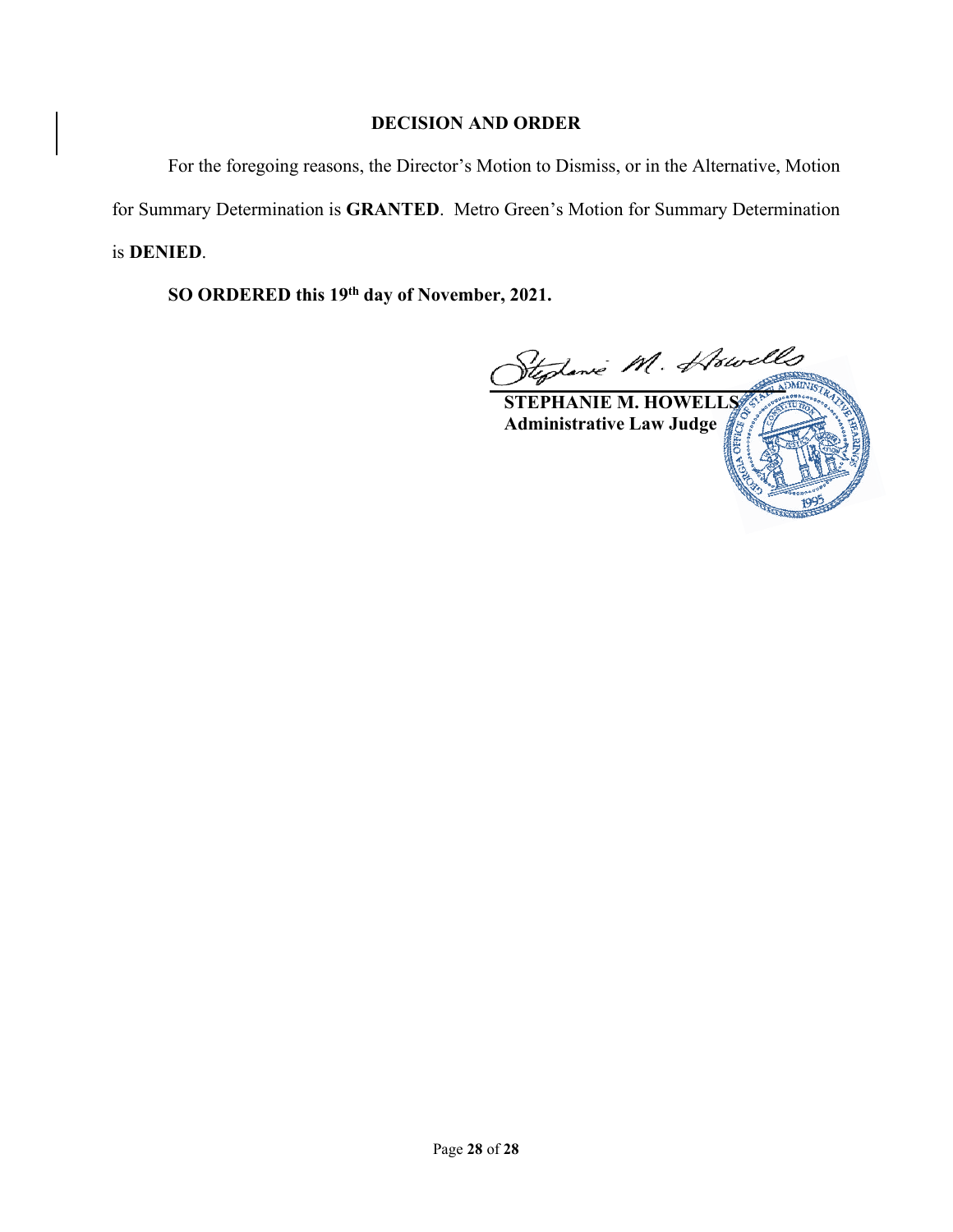## DECISION AND ORDER

For the foregoing reasons, the Director's Motion to Dismiss, or in the Alternative, Motion for Summary Determination is **GRANTED**. Metro Green's Motion for Summary Determination is **DENIED**.

**SO ORDERED this 19th day of November, 2021.**

Stephanie M. Howells

**STEPHANIE M. HOWELLS**
**Administrative Law Judge**